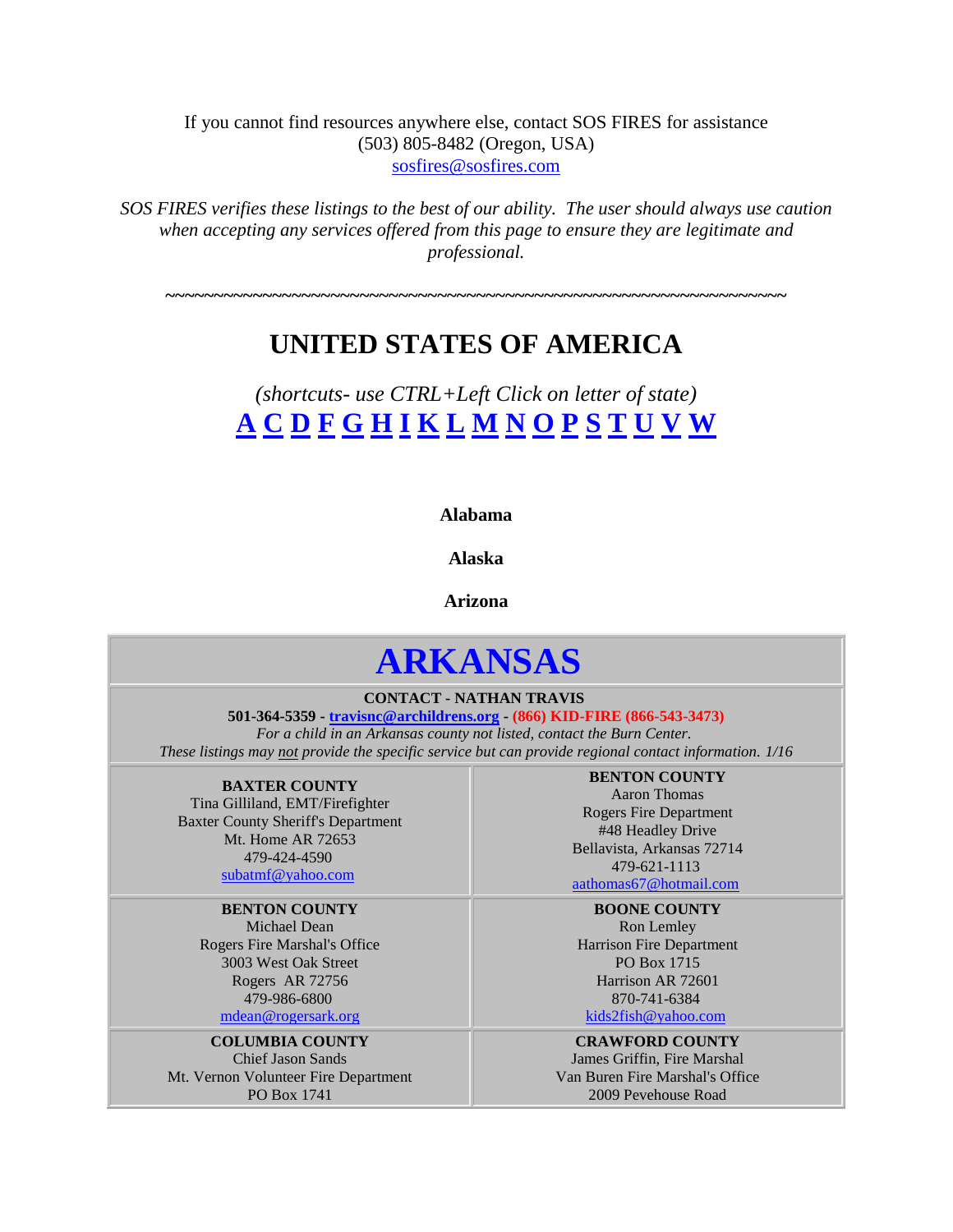If you cannot find resources anywhere else, contact SOS FIRES for assistance
(503) 805-8482 (Oregon, USA)
sosfires@sosfires.com

*SOS FIRES verifies these listings to the best of our ability. The user should always use caution when accepting any services offered from this page to ensure they are legitimate and professional.*

~~~~~~~~~~~~~~~~~~~~~~~~~~~~~~~~~~~~~~~~~~~~~~~~~~~~~~~~~~~~~~~~~~~~

# UNITED STATES OF AMERICA

*(shortcuts- use CTRL+Left Click on letter of state)*

**A C D F G H I K L M N O P S T U V W**

**Alabama**

**Alaska**

**Arizona**

# ARKANSAS

**CONTACT - NATHAN TRAVIS**
**501-364-5359 - travisnc@archildrens.org - (866) KID-FIRE (866-543-3473)**
*For a child in an Arkansas county not listed, contact the Burn Center.*
*These listings may not provide the specific service but can provide regional contact information. 1/16*

| | |
|---|---|
| **BAXTER COUNTY**<br>Tina Gilliland, EMT/Firefighter<br>Baxter County Sheriff's Department<br>Mt. Home AR 72653<br>479-424-4590<br>subatmf@yahoo.com | **BENTON COUNTY**<br>Aaron Thomas<br>Rogers Fire Department<br>#48 Headley Drive<br>Bellavista, Arkansas 72714<br>479-621-1113<br>aathomas67@hotmail.com |
| **BENTON COUNTY**<br>Michael Dean<br>Rogers Fire Marshal's Office<br>3003 West Oak Street<br>Rogers AR 72756<br>479-986-6800<br>mdean@rogersark.org | **BOONE COUNTY**<br>Ron Lemley<br>Harrison Fire Department<br>PO Box 1715<br>Harrison AR 72601<br>870-741-6384<br>kids2fish@yahoo.com |
| **COLUMBIA COUNTY**<br>Chief Jason Sands<br>Mt. Vernon Volunteer Fire Department<br>PO Box 1741 | **CRAWFORD COUNTY**<br>James Griffin, Fire Marshal<br>Van Buren Fire Marshal's Office<br>2009 Pevehouse Road |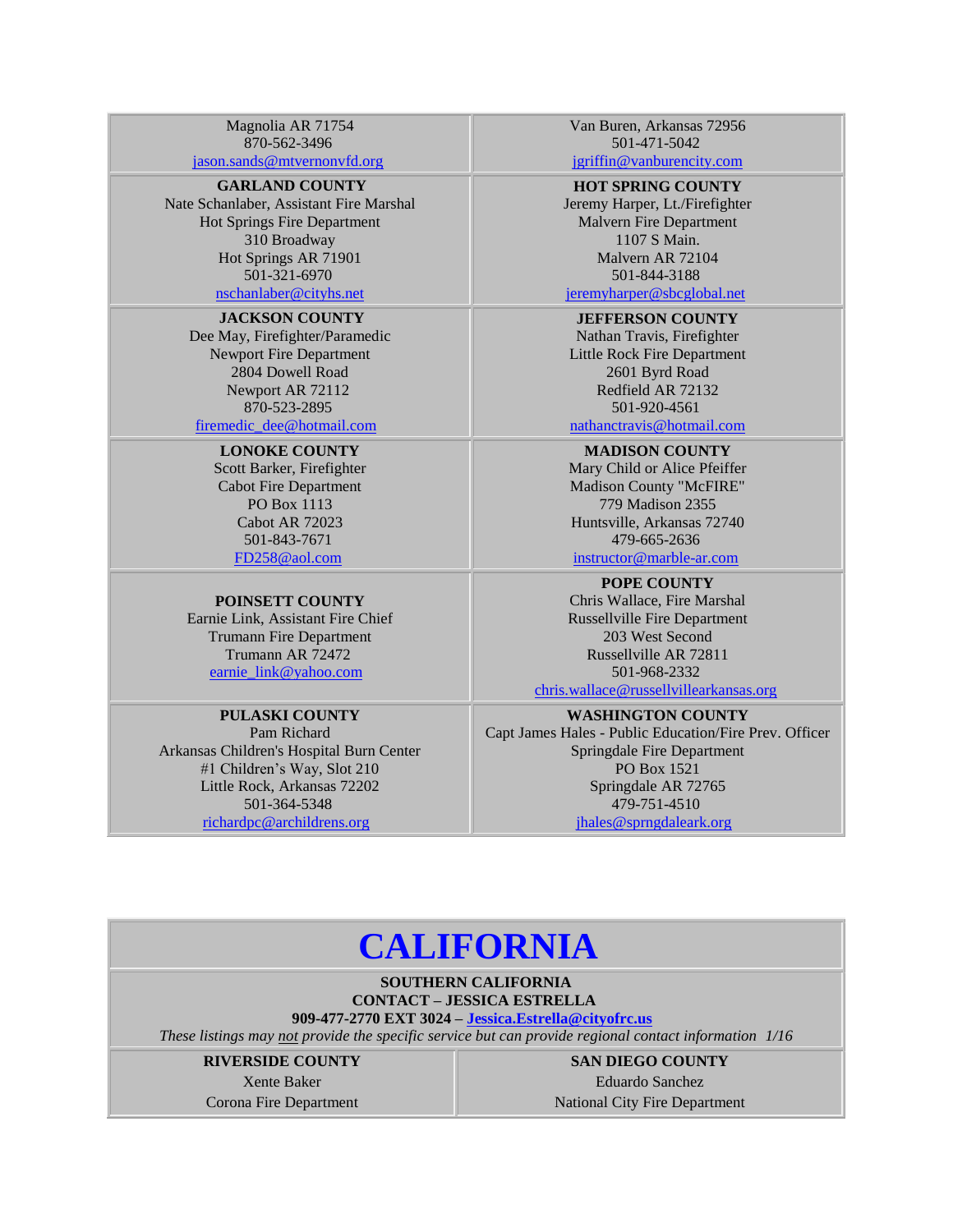| | |
|---|---|
| Magnolia AR 71754<br>870-562-3496<br>jason.sands@mtvernonvfd.org | Van Buren, Arkansas 72956<br>501-471-5042<br>jgriffin@vanburencity.com |
| **GARLAND COUNTY**<br>Nate Schanlaber, Assistant Fire Marshal<br>Hot Springs Fire Department<br>310 Broadway<br>Hot Springs AR 71901<br>501-321-6970<br>nschanlaber@cityhs.net | **HOT SPRING COUNTY**<br>Jeremy Harper, Lt./Firefighter<br>Malvern Fire Department<br>1107 S Main.<br>Malvern AR 72104<br>501-844-3188<br>jeremyharper@sbcglobal.net |
| **JACKSON COUNTY**<br>Dee May, Firefighter/Paramedic<br>Newport Fire Department<br>2804 Dowell Road<br>Newport AR 72112<br>870-523-2895<br>firemedic_dee@hotmail.com | **JEFFERSON COUNTY**<br>Nathan Travis, Firefighter<br>Little Rock Fire Department<br>2601 Byrd Road<br>Redfield AR 72132<br>501-920-4561<br>nathanctravis@hotmail.com |
| **LONOKE COUNTY**<br>Scott Barker, Firefighter<br>Cabot Fire Department<br>PO Box 1113<br>Cabot AR 72023<br>501-843-7671<br>FD258@aol.com | **MADISON COUNTY**<br>Mary Child or Alice Pfeiffer<br>Madison County "McFIRE"<br>779 Madison 2355<br>Huntsville, Arkansas 72740<br>479-665-2636<br>instructor@marble-ar.com |
| **POINSETT COUNTY**<br>Earnie Link, Assistant Fire Chief<br>Trumann Fire Department<br>Trumann AR 72472<br>earnie_link@yahoo.com | **POPE COUNTY**<br>Chris Wallace, Fire Marshal<br>Russellville Fire Department<br>203 West Second<br>Russellville AR 72811<br>501-968-2332<br>chris.wallace@russellvillearkansas.org |
| **PULASKI COUNTY**<br>Pam Richard<br>Arkansas Children's Hospital Burn Center<br>#1 Children's Way, Slot 210<br>Little Rock, Arkansas 72202<br>501-364-5348<br>richardpc@archildrens.org | **WASHINGTON COUNTY**<br>Capt James Hales - Public Education/Fire Prev. Officer<br>Springdale Fire Department<br>PO Box 1521<br>Springdale AR 72765<br>479-751-4510<br>jhales@sprngdaleark.org |

# CALIFORNIA

**SOUTHERN CALIFORNIA**
**CONTACT – JESSICA ESTRELLA**
**909-477-2770 EXT 3024 – Jessica.Estrella@cityofrc.us**
*These listings may not provide the specific service but can provide regional contact information 1/16*

| | |
|---|---|
| **RIVERSIDE COUNTY**<br>Xente Baker<br>Corona Fire Department | **SAN DIEGO COUNTY**<br>Eduardo Sanchez<br>National City Fire Department |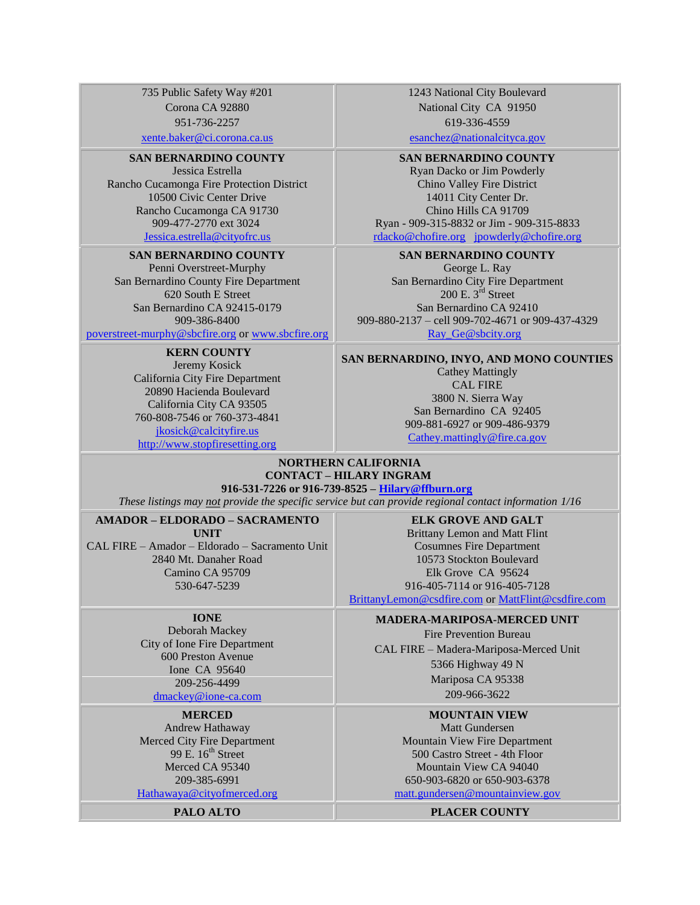| | |
|---|---|
| 735 Public Safety Way #201<br>Corona CA 92880<br>951-736-2257<br>xente.baker@ci.corona.ca.us | 1243 National City Boulevard<br>National City CA 91950<br>619-336-4559<br>esanchez@nationalcityca.gov |
| **SAN BERNARDINO COUNTY**<br>Jessica Estrella<br>Rancho Cucamonga Fire Protection District<br>10500 Civic Center Drive<br>Rancho Cucamonga CA 91730<br>909-477-2770 ext 3024<br>Jessica.estrella@cityofrc.us | **SAN BERNARDINO COUNTY**<br>Ryan Dacko or Jim Powderly<br>Chino Valley Fire District<br>14011 City Center Dr.<br>Chino Hills CA 91709<br>Ryan - 909-315-8832 or Jim - 909-315-8833<br>rdacko@chofire.org jpowderly@chofire.org |
| **SAN BERNARDINO COUNTY**<br>Penni Overstreet-Murphy<br>San Bernardino County Fire Department<br>620 South E Street<br>San Bernardino CA 92415-0179<br>909-386-8400<br>poverstreet-murphy@sbcfire.org or www.sbcfire.org | **SAN BERNARDINO COUNTY**<br>George L. Ray<br>San Bernardino City Fire Department<br>200 E. 3rd Street<br>San Bernardino CA 92410<br>909-880-2137 – cell 909-702-4671 or 909-437-4329<br>Ray_Ge@sbcity.org |
| **KERN COUNTY**<br>Jeremy Kosick<br>California City Fire Department<br>20890 Hacienda Boulevard<br>California City CA 93505<br>760-808-7546 or 760-373-4841<br>jkosick@calcityfire.us<br>http://www.stopfiresetting.org | **SAN BERNARDINO, INYO, AND MONO COUNTIES**<br>Cathey Mattingly<br>CAL FIRE<br>3800 N. Sierra Way<br>San Bernardino CA 92405<br>909-881-6927 or 909-486-9379<br>Cathey.mattingly@fire.ca.gov |
| **NORTHERN CALIFORNIA**<br>**CONTACT – HILARY INGRAM**<br>**916-531-7226 or 916-739-8525 – Hilary@ffburn.org**<br>*These listings may not provide the specific service but can provide regional contact information 1/16* | |
| **AMADOR – ELDORADO – SACRAMENTO UNIT**<br>CAL FIRE – Amador – Eldorado – Sacramento Unit<br>2840 Mt. Danaher Road<br>Camino CA 95709<br>530-647-5239 | **ELK GROVE AND GALT**<br>Brittany Lemon and Matt Flint<br>Cosumnes Fire Department<br>10573 Stockton Boulevard<br>Elk Grove CA 95624<br>916-405-7114 or 916-405-7128<br>BrittanyLemon@csdfire.com or MattFlint@csdfire.com |
| **IONE**<br>Deborah Mackey<br>City of Ione Fire Department<br>600 Preston Avenue<br>Ione CA 95640<br>209-256-4499<br>dmackey@ione-ca.com | **MADERA-MARIPOSA-MERCED UNIT**<br>Fire Prevention Bureau<br>CAL FIRE – Madera-Mariposa-Merced Unit<br>5366 Highway 49 N<br>Mariposa CA 95338<br>209-966-3622 |
| **MERCED**<br>Andrew Hathaway<br>Merced City Fire Department<br>99 E. 16th Street<br>Merced CA 95340<br>209-385-6991<br>Hathawaya@cityofmerced.org | **MOUNTAIN VIEW**<br>Matt Gundersen<br>Mountain View Fire Department<br>500 Castro Street - 4th Floor<br>Mountain View CA 94040<br>650-903-6820 or 650-903-6378<br>matt.gundersen@mountainview.gov |
| **PALO ALTO** | **PLACER COUNTY** |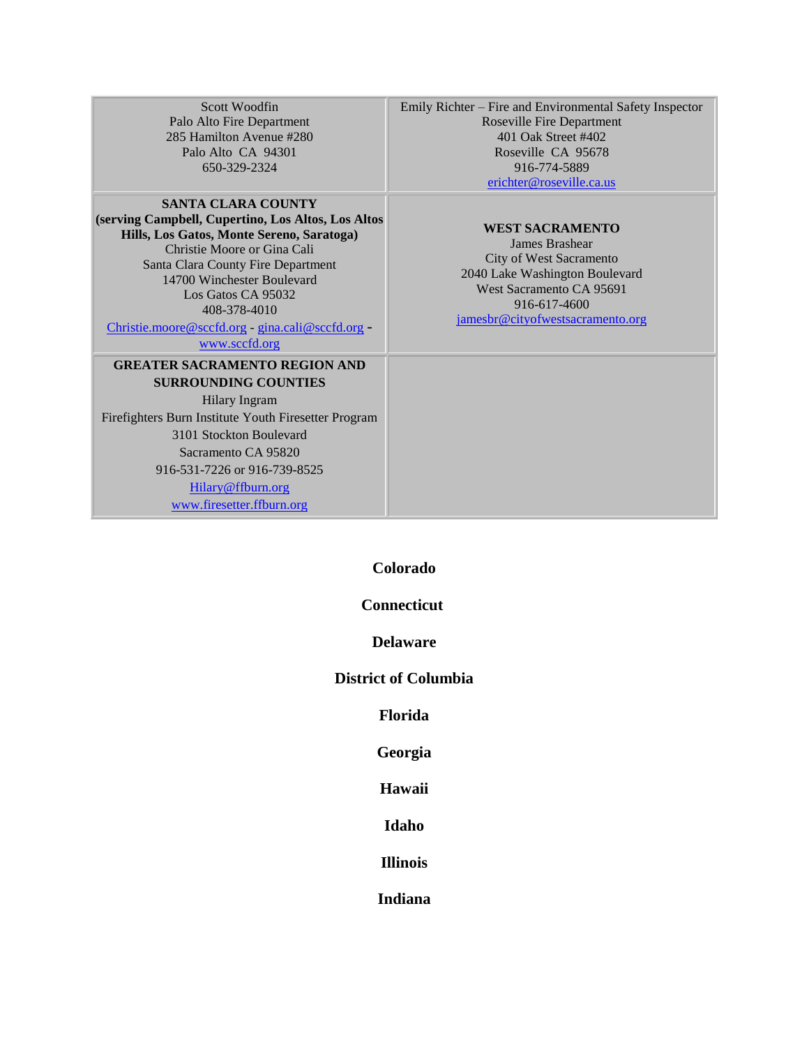| | |
|---|---|
| Scott Woodfin<br>Palo Alto Fire Department<br>285 Hamilton Avenue #280<br>Palo Alto CA 94301<br>650-329-2324 | Emily Richter – Fire and Environmental Safety Inspector<br>Roseville Fire Department<br>401 Oak Street #402<br>Roseville CA 95678<br>916-774-5889<br>erichter@roseville.ca.us |
| **SANTA CLARA COUNTY**<br>**(serving Campbell, Cupertino, Los Altos, Los Altos Hills, Los Gatos, Monte Sereno, Saratoga)**<br>Christie Moore or Gina Cali<br>Santa Clara County Fire Department<br>14700 Winchester Boulevard<br>Los Gatos CA 95032<br>408-378-4010<br>Christie.moore@sccfd.org - gina.cali@sccfd.org - www.sccfd.org | **WEST SACRAMENTO**<br>James Brashear<br>City of West Sacramento<br>2040 Lake Washington Boulevard<br>West Sacramento CA 95691<br>916-617-4600<br>jamesbr@cityofwestsacramento.org |
| **GREATER SACRAMENTO REGION AND SURROUNDING COUNTIES**<br>Hilary Ingram<br>Firefighters Burn Institute Youth Firesetter Program<br>3101 Stockton Boulevard<br>Sacramento CA 95820<br>916-531-7226 or 916-739-8525<br>Hilary@ffburn.org<br>www.firesetter.ffburn.org | |

## Colorado

## Connecticut

## Delaware

## District of Columbia

## Florida

## Georgia

## Hawaii

## Idaho

## Illinois

## Indiana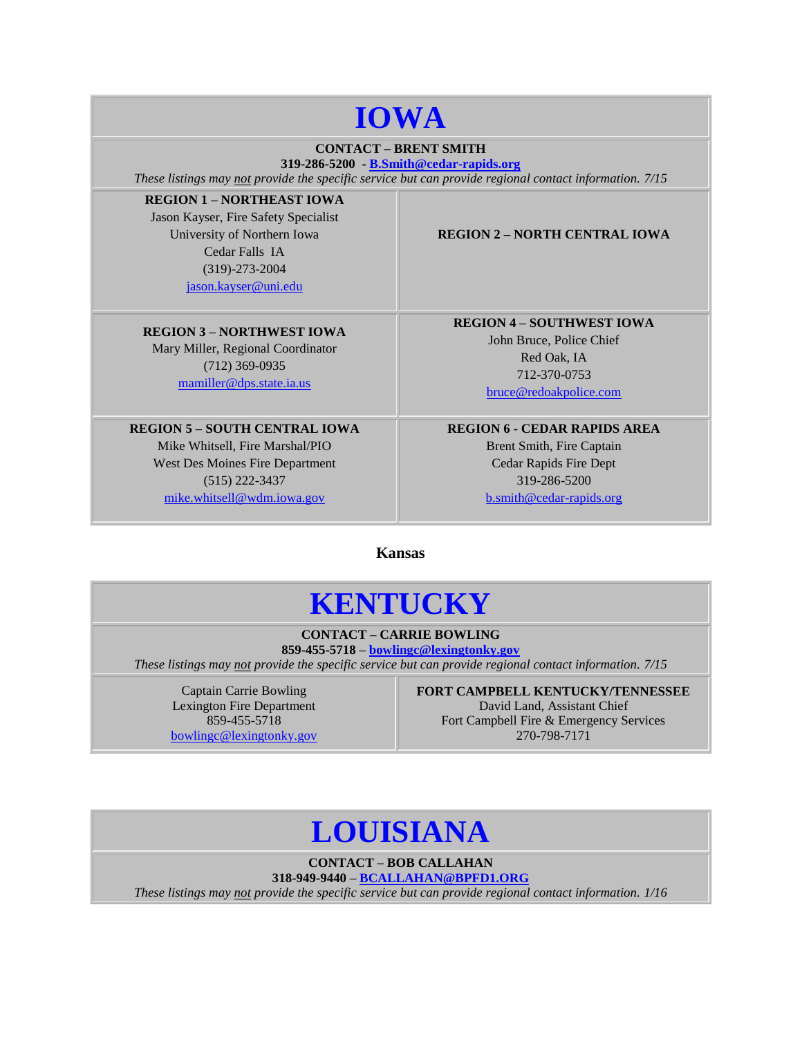# IOWA

**CONTACT – BRENT SMITH**
**319-286-5200 - B.Smith@cedar-rapids.org**
*These listings may not provide the specific service but can provide regional contact information. 7/15*

| **REGION 1 – NORTHEAST IOWA**<br>Jason Kayser, Fire Safety Specialist<br>University of Northern Iowa<br>Cedar Falls IA<br>(319)-273-2004<br>jason.kayser@uni.edu | **REGION 2 – NORTH CENTRAL IOWA** |
|---|---|
| **REGION 3 – NORTHWEST IOWA**<br>Mary Miller, Regional Coordinator<br>(712) 369-0935<br>mamiller@dps.state.ia.us | **REGION 4 – SOUTHWEST IOWA**<br>John Bruce, Police Chief<br>Red Oak, IA<br>712-370-0753<br>bruce@redoakpolice.com |
| **REGION 5 – SOUTH CENTRAL IOWA**<br>Mike Whitsell, Fire Marshal/PIO<br>West Des Moines Fire Department<br>(515) 222-3437<br>mike.whitsell@wdm.iowa.gov | **REGION 6 - CEDAR RAPIDS AREA**<br>Brent Smith, Fire Captain<br>Cedar Rapids Fire Dept<br>319-286-5200<br>b.smith@cedar-rapids.org |

**Kansas**

# KENTUCKY

**CONTACT – CARRIE BOWLING**
**859-455-5718 – bowlingc@lexingtonky.gov**
*These listings may not provide the specific service but can provide regional contact information. 7/15*

| Captain Carrie Bowling<br>Lexington Fire Department<br>859-455-5718<br>bowlingc@lexingtonky.gov | **FORT CAMPBELL KENTUCKY/TENNESSEE**<br>David Land, Assistant Chief<br>Fort Campbell Fire & Emergency Services<br>270-798-7171 |
|---|---|

# LOUISIANA

**CONTACT – BOB CALLAHAN**
**318-949-9440 – BCALLAHAN@BPFD1.ORG**
*These listings may not provide the specific service but can provide regional contact information. 1/16*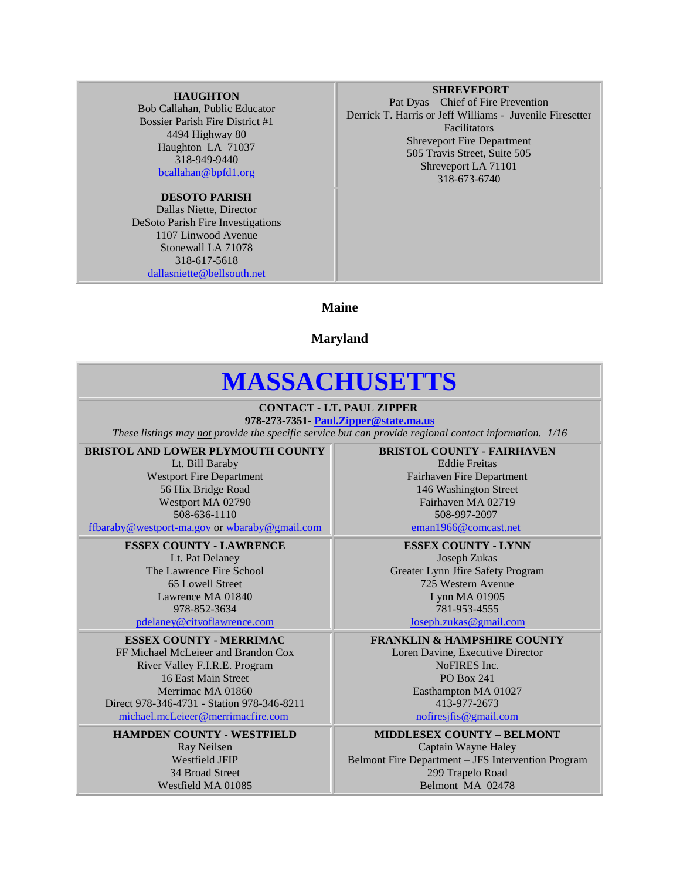| HAUGHTON<br>Bob Callahan, Public Educator<br>Bossier Parish Fire District #1<br>4494 Highway 80<br>Haughton LA 71037<br>318-949-9440<br>bcallahan@bpfd1.org | SHREVEPORT<br>Pat Dyas – Chief of Fire Prevention<br>Derrick T. Harris or Jeff Williams - Juvenile Firesetter Facilitators<br>Shreveport Fire Department<br>505 Travis Street, Suite 505<br>Shreveport LA 71101<br>318-673-6740 |
|---|---|
| DESOTO PARISH<br>Dallas Niette, Director<br>DeSoto Parish Fire Investigations<br>1107 Linwood Avenue<br>Stonewall LA 71078<br>318-617-5618<br>dallasniette@bellsouth.net | |

## Maine

## Maryland

# MASSACHUSETTS

**CONTACT - LT. PAUL ZIPPER**
**978-273-7351- Paul.Zipper@state.ma.us**
*These listings may not provide the specific service but can provide regional contact information. 1/16*

| BRISTOL AND LOWER PLYMOUTH COUNTY<br>Lt. Bill Baraby<br>Westport Fire Department<br>56 Hix Bridge Road<br>Westport MA 02790<br>508-636-1110<br>ffbaraby@westport-ma.gov or wbaraby@gmail.com | BRISTOL COUNTY - FAIRHAVEN<br>Eddie Freitas<br>Fairhaven Fire Department<br>146 Washington Street<br>Fairhaven MA 02719<br>508-997-2097<br>eman1966@comcast.net |
|---|---|
| ESSEX COUNTY - LAWRENCE<br>Lt. Pat Delaney<br>The Lawrence Fire School<br>65 Lowell Street<br>Lawrence MA 01840<br>978-852-3634<br>pdelaney@cityoflawrence.com | ESSEX COUNTY - LYNN<br>Joseph Zukas<br>Greater Lynn Jfire Safety Program<br>725 Western Avenue<br>Lynn MA 01905<br>781-953-4555<br>Joseph.zukas@gmail.com |
| ESSEX COUNTY - MERRIMAC<br>FF Michael McLeieer and Brandon Cox<br>River Valley F.I.R.E. Program<br>16 East Main Street<br>Merrimac MA 01860<br>Direct 978-346-4731 - Station 978-346-8211<br>michael.mcLeieer@merrimacfire.com | FRANKLIN & HAMPSHIRE COUNTY<br>Loren Davine, Executive Director<br>NoFIRES Inc.<br>PO Box 241<br>Easthampton MA 01027<br>413-977-2673<br>nofiresjfis@gmail.com |
| HAMPDEN COUNTY - WESTFIELD<br>Ray Neilsen<br>Westfield JFIP<br>34 Broad Street<br>Westfield MA 01085 | MIDDLESEX COUNTY – BELMONT<br>Captain Wayne Haley<br>Belmont Fire Department – JFS Intervention Program<br>299 Trapelo Road<br>Belmont MA 02478 |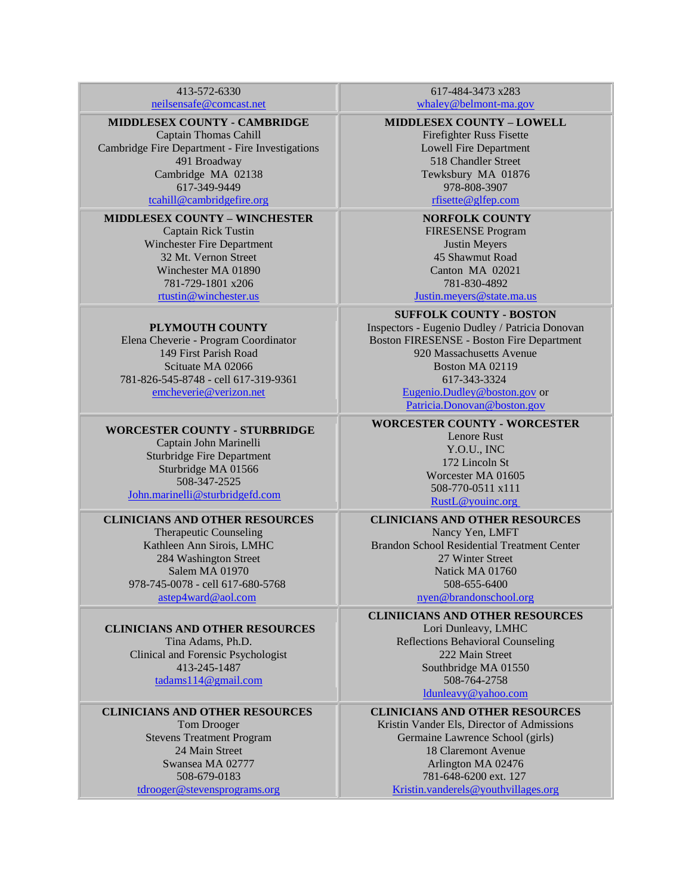| | |
|---|---|
| 413-572-6330<br>neilsensafe@comcast.net | 617-484-3473 x283<br>whaley@belmont-ma.gov |
| **MIDDLESEX COUNTY - CAMBRIDGE**<br>Captain Thomas Cahill<br>Cambridge Fire Department - Fire Investigations<br>491 Broadway<br>Cambridge MA 02138<br>617-349-9449<br>tcahill@cambridgefire.org | **MIDDLESEX COUNTY – LOWELL**<br>Firefighter Russ Fisette<br>Lowell Fire Department<br>518 Chandler Street<br>Tewksbury MA 01876<br>978-808-3907<br>rfisette@glfep.com |
| **MIDDLESEX COUNTY – WINCHESTER**<br>Captain Rick Tustin<br>Winchester Fire Department<br>32 Mt. Vernon Street<br>Winchester MA 01890<br>781-729-1801 x206<br>rtustin@winchester.us | **NORFOLK COUNTY**<br>FIRESENSE Program<br>Justin Meyers<br>45 Shawmut Road<br>Canton MA 02021<br>781-830-4892<br>Justin.meyers@state.ma.us |
| **PLYMOUTH COUNTY**<br>Elena Cheverie - Program Coordinator<br>149 First Parish Road<br>Scituate MA 02066<br>781-826-545-8748 - cell 617-319-9361<br>emcheverie@verizon.net | **SUFFOLK COUNTY - BOSTON**<br>Inspectors - Eugenio Dudley / Patricia Donovan<br>Boston FIRESENSE - Boston Fire Department<br>920 Massachusetts Avenue<br>Boston MA 02119<br>617-343-3324<br>Eugenio.Dudley@boston.gov or<br>Patricia.Donovan@boston.gov |
| **WORCESTER COUNTY - STURBRIDGE**<br>Captain John Marinelli<br>Sturbridge Fire Department<br>Sturbridge MA 01566<br>508-347-2525<br>John.marinelli@sturbridgefd.com | **WORCESTER COUNTY - WORCESTER**<br>Lenore Rust<br>Y.O.U., INC<br>172 Lincoln St<br>Worcester MA 01605<br>508-770-0511 x111<br>RustL@youinc.org |
| **CLINICIANS AND OTHER RESOURCES**<br>Therapeutic Counseling<br>Kathleen Ann Sirois, LMHC<br>284 Washington Street<br>Salem MA 01970<br>978-745-0078 - cell 617-680-5768<br>astep4ward@aol.com | **CLINICIANS AND OTHER RESOURCES**<br>Nancy Yen, LMFT<br>Brandon School Residential Treatment Center<br>27 Winter Street<br>Natick MA 01760<br>508-655-6400<br>nyen@brandonschool.org |
| **CLINICIANS AND OTHER RESOURCES**<br>Tina Adams, Ph.D.<br>Clinical and Forensic Psychologist<br>413-245-1487<br>tadams114@gmail.com | **CLINIICIANS AND OTHER RESOURCES**<br>Lori Dunleavy, LMHC<br>Reflections Behavioral Counseling<br>222 Main Street<br>Southbridge MA 01550<br>508-764-2758<br>ldunleavy@yahoo.com |
| **CLINICIANS AND OTHER RESOURCES**<br>Tom Drooger<br>Stevens Treatment Program<br>24 Main Street<br>Swansea MA 02777<br>508-679-0183<br>tdrooger@stevensprograms.org | **CLINICIANS AND OTHER RESOURCES**<br>Kristin Vander Els, Director of Admissions<br>Germaine Lawrence School (girls)<br>18 Claremont Avenue<br>Arlington MA 02476<br>781-648-6200 ext. 127<br>Kristin.vanderels@youthvillages.org |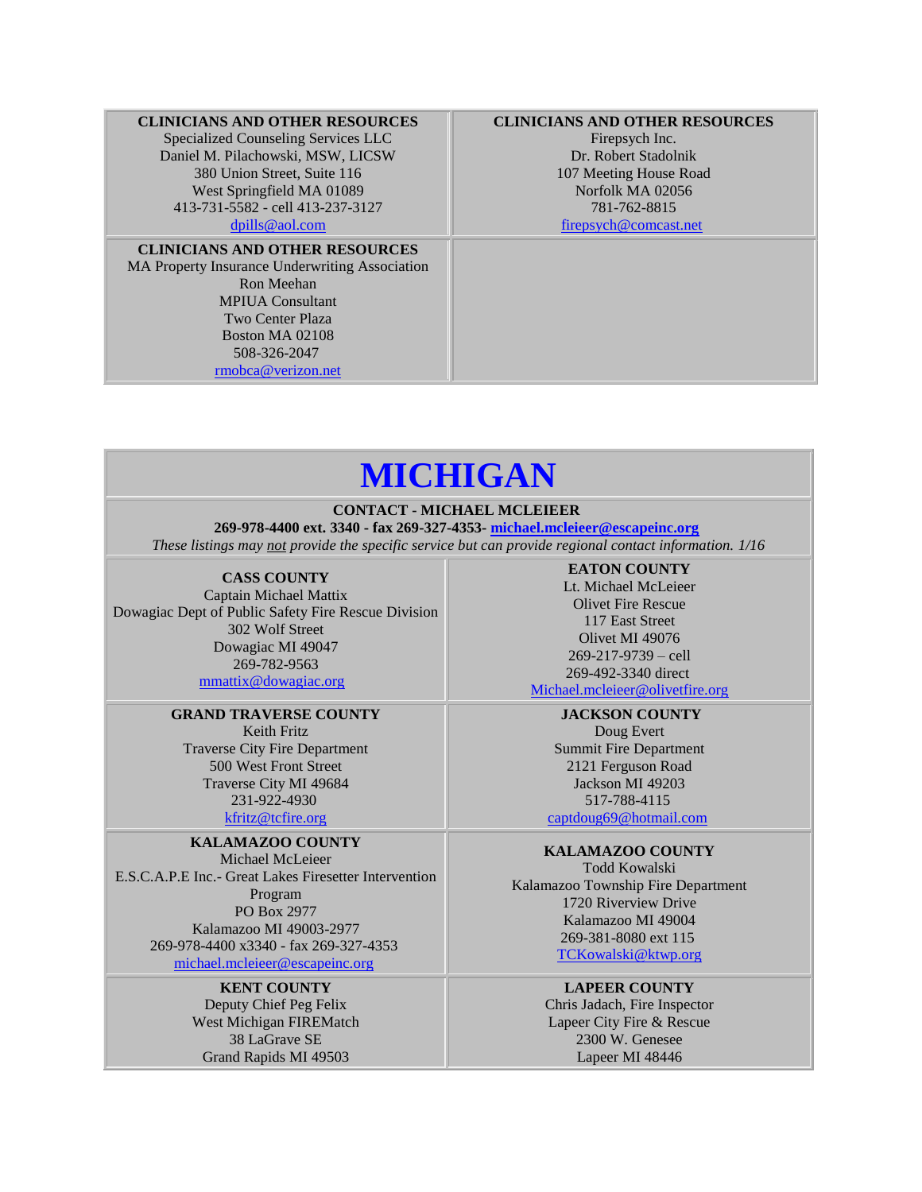| CLINICIANS AND OTHER RESOURCES | CLINICIANS AND OTHER RESOURCES |
|---|---|
| Specialized Counseling Services LLC<br>Daniel M. Pilachowski, MSW, LICSW<br>380 Union Street, Suite 116<br>West Springfield MA 01089<br>413-731-5582 - cell 413-237-3127<br>dpills@aol.com | Firepsych Inc.<br>Dr. Robert Stadolnik<br>107 Meeting House Road<br>Norfolk MA 02056<br>781-762-8815<br>firepsych@comcast.net |
| **CLINICIANS AND OTHER RESOURCES**<br>MA Property Insurance Underwriting Association<br>Ron Meehan<br>MPIUA Consultant<br>Two Center Plaza<br>Boston MA 02108<br>508-326-2047<br>rmobca@verizon.net | |

# MICHIGAN

**CONTACT - MICHAEL MCLEIEER**

**269-978-4400 ext. 3340 - fax 269-327-4353- michael.mcleieer@escapeinc.org**

*These listings may not provide the specific service but can provide regional contact information. 1/16*

| CASS COUNTY | EATON COUNTY |
|---|---|
| Captain Michael Mattix<br>Dowagiac Dept of Public Safety Fire Rescue Division<br>302 Wolf Street<br>Dowagiac MI 49047<br>269-782-9563<br>mmattix@dowagiac.org | Lt. Michael McLeieer<br>Olivet Fire Rescue<br>117 East Street<br>Olivet MI 49076<br>269-217-9739 – cell<br>269-492-3340 direct<br>Michael.mcleieer@olivetfire.org |
| **GRAND TRAVERSE COUNTY**<br>Keith Fritz<br>Traverse City Fire Department<br>500 West Front Street<br>Traverse City MI 49684<br>231-922-4930<br>kfritz@tcfire.org | **JACKSON COUNTY**<br>Doug Evert<br>Summit Fire Department<br>2121 Ferguson Road<br>Jackson MI 49203<br>517-788-4115<br>captdoug69@hotmail.com |
| **KALAMAZOO COUNTY**<br>Michael McLeieer<br>E.S.C.A.P.E Inc.- Great Lakes Firesetter Intervention Program<br>PO Box 2977<br>Kalamazoo MI 49003-2977<br>269-978-4400 x3340 - fax 269-327-4353<br>michael.mcleieer@escapeinc.org | **KALAMAZOO COUNTY**<br>Todd Kowalski<br>Kalamazoo Township Fire Department<br>1720 Riverview Drive<br>Kalamazoo MI 49004<br>269-381-8080 ext 115<br>TCKowalski@ktwp.org |
| **KENT COUNTY**<br>Deputy Chief Peg Felix<br>West Michigan FIREMatch<br>38 LaGrave SE<br>Grand Rapids MI 49503 | **LAPEER COUNTY**<br>Chris Jadach, Fire Inspector<br>Lapeer City Fire & Rescue<br>2300 W. Genesee<br>Lapeer MI 48446 |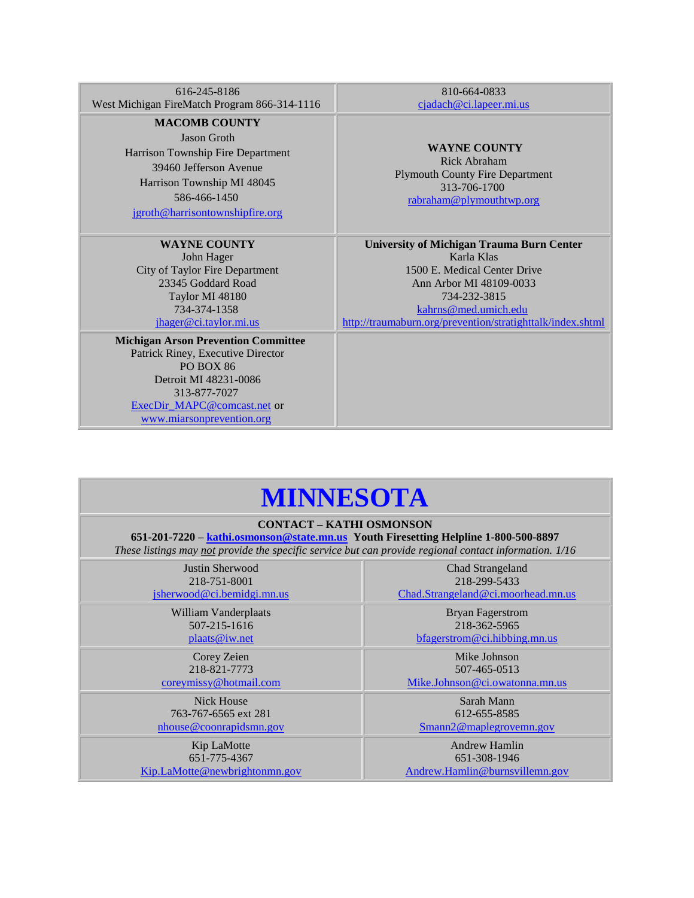| | |
|---|---|
| 616-245-8186<br>West Michigan FireMatch Program 866-314-1116 | 810-664-0833<br>cjadach@ci.lapeer.mi.us |
| **MACOMB COUNTY**<br>Jason Groth<br>Harrison Township Fire Department<br>39460 Jefferson Avenue<br>Harrison Township MI 48045<br>586-466-1450<br>jgroth@harrisontownshipfire.org | **WAYNE COUNTY**<br>Rick Abraham<br>Plymouth County Fire Department<br>313-706-1700<br>rabraham@plymouthtwp.org |
| **WAYNE COUNTY**<br>John Hager<br>City of Taylor Fire Department<br>23345 Goddard Road<br>Taylor MI 48180<br>734-374-1358<br>jhager@ci.taylor.mi.us | **University of Michigan Trauma Burn Center**<br>Karla Klas<br>1500 E. Medical Center Drive<br>Ann Arbor MI 48109-0033<br>734-232-3815<br>kahrns@med.umich.edu<br>http://traumaburn.org/prevention/stratighttalk/index.shtml |
| **Michigan Arson Prevention Committee**<br>Patrick Riney, Executive Director<br>PO BOX 86<br>Detroit MI 48231-0086<br>313-877-7027<br>ExecDir_MAPC@comcast.net or<br>www.miarsonprevention.org | |

# MINNESOTA

**CONTACT – KATHI OSMONSON**

**651-201-7220 – kathi.osmonson@state.mn.us Youth Firesetting Helpline 1-800-500-8897**

*These listings may not provide the specific service but can provide regional contact information. 1/16*

| | |
|---|---|
| Justin Sherwood<br>218-751-8001<br>jsherwood@ci.bemidgi.mn.us | Chad Strangeland<br>218-299-5433<br>Chad.Strangeland@ci.moorhead.mn.us |
| William Vanderplaats<br>507-215-1616<br>plaats@iw.net | Bryan Fagerstrom<br>218-362-5965<br>bfagerstrom@ci.hibbing.mn.us |
| Corey Zeien<br>218-821-7773<br>coreymissy@hotmail.com | Mike Johnson<br>507-465-0513<br>Mike.Johnson@ci.owatonna.mn.us |
| Nick House<br>763-767-6565 ext 281<br>nhouse@coonrapidsmn.gov | Sarah Mann<br>612-655-8585<br>Smann2@maplegrovemn.gov |
| Kip LaMotte<br>651-775-4367<br>Kip.LaMotte@newbrightonmn.gov | Andrew Hamlin<br>651-308-1946<br>Andrew.Hamlin@burnsvillemn.gov |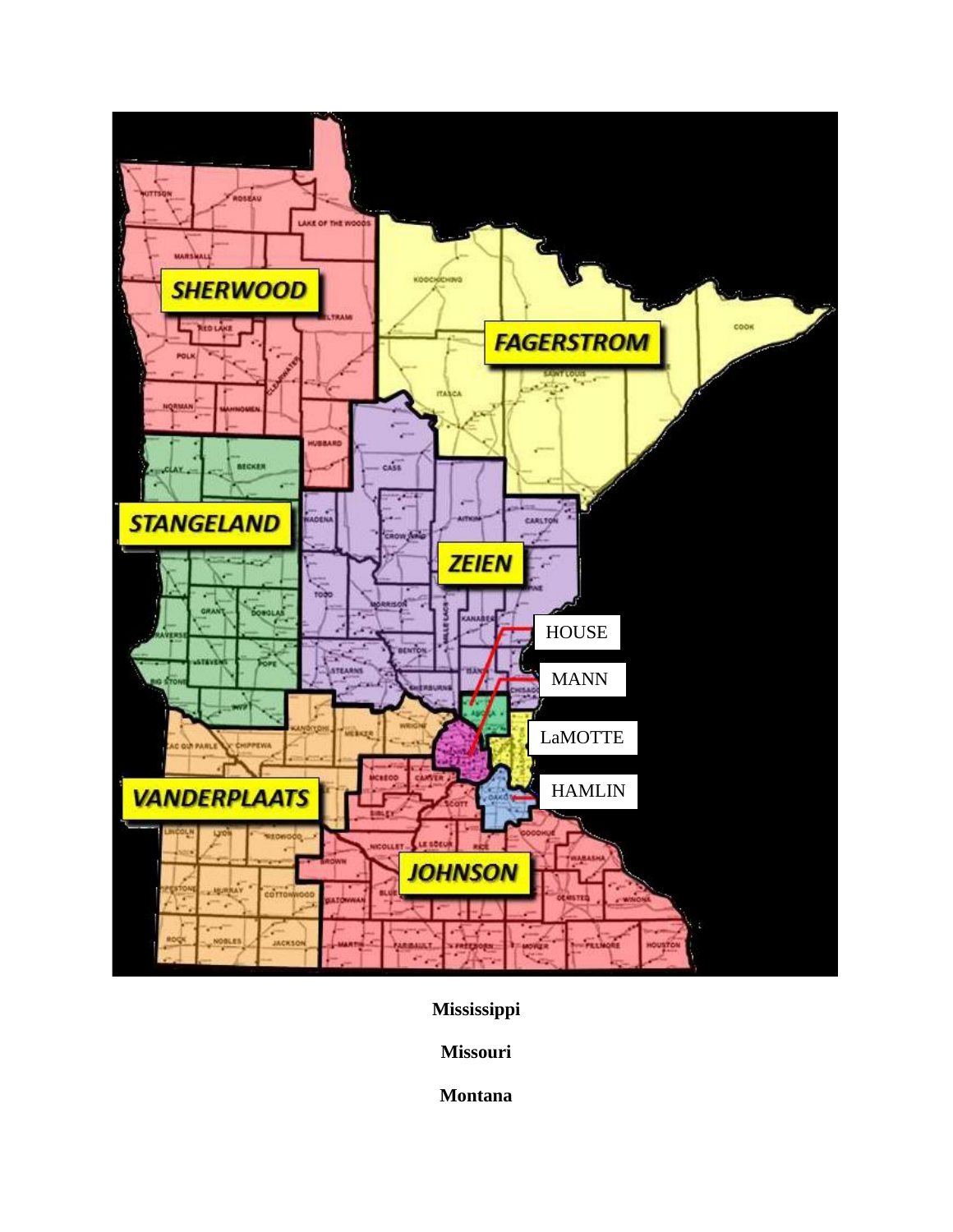**Mississippi**

**Missouri**

**Montana**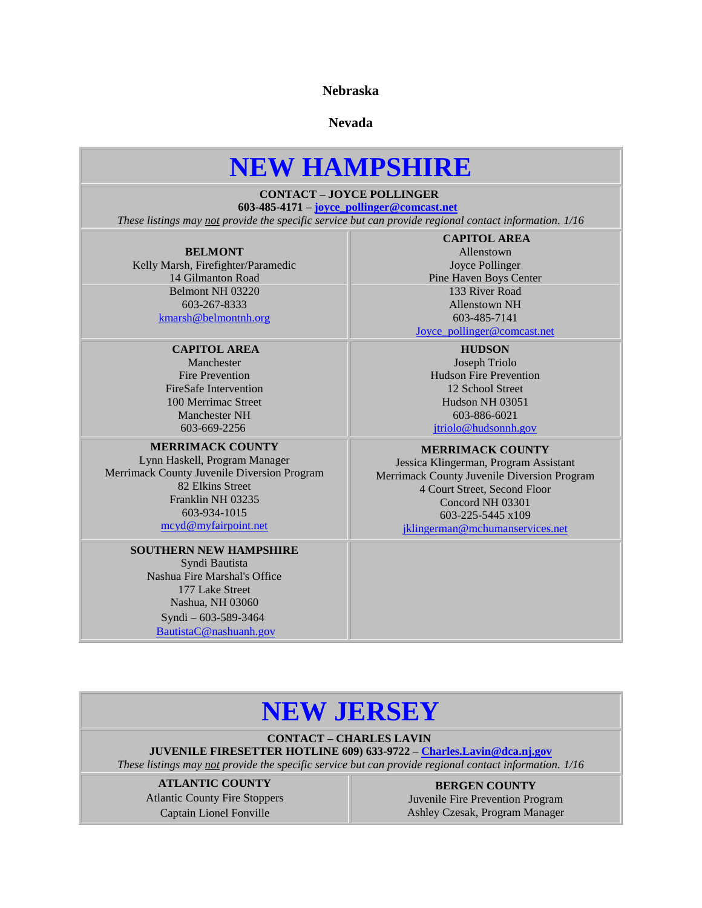**Nebraska**

**Nevada**

# NEW HAMPSHIRE

**CONTACT – JOYCE POLLINGER**
**603-485-4171 – joyce_pollinger@comcast.net**
*These listings may not provide the specific service but can provide regional contact information. 1/16*

| **BELMONT**<br>Kelly Marsh, Firefighter/Paramedic<br>14 Gilmanton Road<br>Belmont NH 03220<br>603-267-8333<br>kmarsh@belmontnh.org | **CAPITOL AREA**<br>Allenstown<br>Joyce Pollinger<br>Pine Haven Boys Center<br>133 River Road<br>Allenstown NH<br>603-485-7141<br>Joyce_pollinger@comcast.net |
|---|---|
| **CAPITOL AREA**<br>Manchester<br>Fire Prevention<br>FireSafe Intervention<br>100 Merrimac Street<br>Manchester NH<br>603-669-2256 | **HUDSON**<br>Joseph Triolo<br>Hudson Fire Prevention<br>12 School Street<br>Hudson NH 03051<br>603-886-6021<br>jtriolo@hudsonnh.gov |
| **MERRIMACK COUNTY**<br>Lynn Haskell, Program Manager<br>Merrimack County Juvenile Diversion Program<br>82 Elkins Street<br>Franklin NH 03235<br>603-934-1015<br>mcyd@myfairpoint.net | **MERRIMACK COUNTY**<br>Jessica Klingerman, Program Assistant<br>Merrimack County Juvenile Diversion Program<br>4 Court Street, Second Floor<br>Concord NH 03301<br>603-225-5445 x109<br>jklingerman@mchumanservices.net |
| **SOUTHERN NEW HAMPSHIRE**<br>Syndi Bautista<br>Nashua Fire Marshal's Office<br>177 Lake Street<br>Nashua, NH 03060<br>Syndi – 603-589-3464<br>BautistaC@nashuanh.gov | |

# NEW JERSEY

**CONTACT – CHARLES LAVIN**
**JUVENILE FIRESETTER HOTLINE 609) 633-9722 – Charles.Lavin@dca.nj.gov**
*These listings may not provide the specific service but can provide regional contact information. 1/16*

| **ATLANTIC COUNTY**<br>Atlantic County Fire Stoppers<br>Captain Lionel Fonville | **BERGEN COUNTY**<br>Juvenile Fire Prevention Program<br>Ashley Czesak, Program Manager |
|---|---|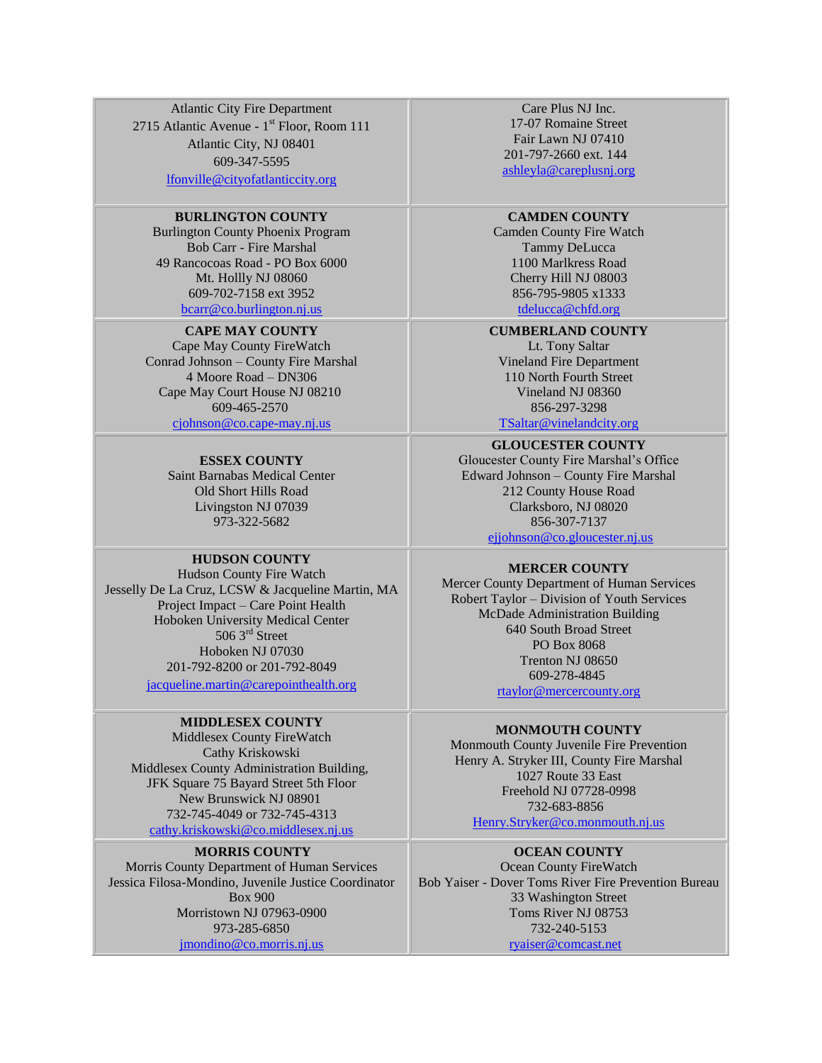| Atlantic City Fire Department<br>2715 Atlantic Avenue - 1st Floor, Room 111<br>Atlantic City, NJ 08401<br>609-347-5595<br>lfonville@cityofatlanticcity.org | Care Plus NJ Inc.<br>17-07 Romaine Street<br>Fair Lawn NJ 07410<br>201-797-2660 ext. 144<br>ashleyla@careplusnj.org |
|---|---|
| **BURLINGTON COUNTY**<br>Burlington County Phoenix Program<br>Bob Carr - Fire Marshal<br>49 Rancocoas Road - PO Box 6000<br>Mt. Hollly NJ 08060<br>609-702-7158 ext 3952<br>bcarr@co.burlington.nj.us | **CAMDEN COUNTY**<br>Camden County Fire Watch<br>Tammy DeLucca<br>1100 Marlkress Road<br>Cherry Hill NJ 08003<br>856-795-9805 x1333<br>tdelucca@chfd.org |
| **CAPE MAY COUNTY**<br>Cape May County FireWatch<br>Conrad Johnson – County Fire Marshal<br>4 Moore Road – DN306<br>Cape May Court House NJ 08210<br>609-465-2570<br>cjohnson@co.cape-may.nj.us | **CUMBERLAND COUNTY**<br>Lt. Tony Saltar<br>Vineland Fire Department<br>110 North Fourth Street<br>Vineland NJ 08360<br>856-297-3298<br>TSaltar@vinelandcity.org |
| **ESSEX COUNTY**<br>Saint Barnabas Medical Center<br>Old Short Hills Road<br>Livingston NJ 07039<br>973-322-5682 | **GLOUCESTER COUNTY**<br>Gloucester County Fire Marshal's Office<br>Edward Johnson – County Fire Marshal<br>212 County House Road<br>Clarksboro, NJ 08020<br>856-307-7137<br>ejjohnson@co.gloucester.nj.us |
| **HUDSON COUNTY**<br>Hudson County Fire Watch<br>Jesselly De La Cruz, LCSW & Jacqueline Martin, MA<br>Project Impact – Care Point Health<br>Hoboken University Medical Center<br>506 3rd Street<br>Hoboken NJ 07030<br>201-792-8200 or 201-792-8049<br>jacqueline.martin@carepointhealth.org | **MERCER COUNTY**<br>Mercer County Department of Human Services<br>Robert Taylor – Division of Youth Services<br>McDade Administration Building<br>640 South Broad Street<br>PO Box 8068<br>Trenton NJ 08650<br>609-278-4845<br>rtaylor@mercercounty.org |
| **MIDDLESEX COUNTY**<br>Middlesex County FireWatch<br>Cathy Kriskowski<br>Middlesex County Administration Building,<br>JFK Square 75 Bayard Street 5th Floor<br>New Brunswick NJ 08901<br>732-745-4049 or 732-745-4313<br>cathy.kriskowski@co.middlesex.nj.us | **MONMOUTH COUNTY**<br>Monmouth County Juvenile Fire Prevention<br>Henry A. Stryker III, County Fire Marshal<br>1027 Route 33 East<br>Freehold NJ 07728-0998<br>732-683-8856<br>Henry.Stryker@co.monmouth.nj.us |
| **MORRIS COUNTY**<br>Morris County Department of Human Services<br>Jessica Filosa-Mondino, Juvenile Justice Coordinator<br>Box 900<br>Morristown NJ 07963-0900<br>973-285-6850<br>jmondino@co.morris.nj.us | **OCEAN COUNTY**<br>Ocean County FireWatch<br>Bob Yaiser - Dover Toms River Fire Prevention Bureau<br>33 Washington Street<br>Toms River NJ 08753<br>732-240-5153<br>ryaiser@comcast.net |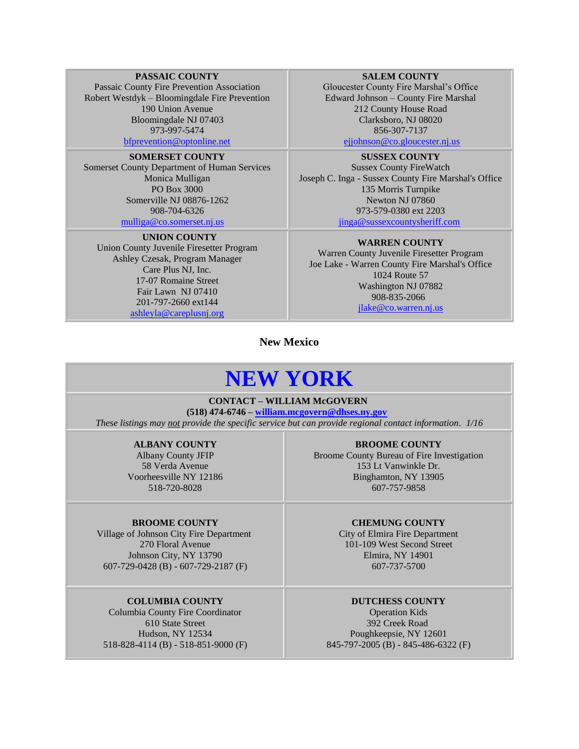| PASSAIC COUNTY | SALEM COUNTY |
|---|---|
| **PASSAIC COUNTY**<br>Passaic County Fire Prevention Association<br>Robert Westdyk – Bloomingdale Fire Prevention<br>190 Union Avenue<br>Bloomingdale NJ 07403<br>973-997-5474<br>bfprevention@optonline.net | **SALEM COUNTY**<br>Gloucester County Fire Marshal's Office<br>Edward Johnson – County Fire Marshal<br>212 County House Road<br>Clarksboro, NJ 08020<br>856-307-7137<br>ejjohnson@co.gloucester.nj.us |
| **SOMERSET COUNTY**<br>Somerset County Department of Human Services<br>Monica Mulligan<br>PO Box 3000<br>Somerville NJ 08876-1262<br>908-704-6326<br>mulliga@co.somerset.nj.us | **SUSSEX COUNTY**<br>Sussex County FireWatch<br>Joseph C. Inga - Sussex County Fire Marshal's Office<br>135 Morris Turnpike<br>Newton NJ 07860<br>973-579-0380 ext 2203<br>jinga@sussexcountysheriff.com |
| **UNION COUNTY**<br>Union County Juvenile Firesetter Program<br>Ashley Czesak, Program Manager<br>Care Plus NJ, Inc.<br>17-07 Romaine Street<br>Fair Lawn NJ 07410<br>201-797-2660 ext144<br>ashleyla@careplusnj.org | **WARREN COUNTY**<br>Warren County Juvenile Firesetter Program<br>Joe Lake - Warren County Fire Marshal's Office<br>1024 Route 57<br>Washington NJ 07882<br>908-835-2066<br>jlake@co.warren.nj.us |

**New Mexico**

# NEW YORK

**CONTACT – WILLIAM McGOVERN**
**(518) 474-6746 – william.mcgovern@dhses.ny.gov**
*These listings may not provide the specific service but can provide regional contact information. 1/16*

| ALBANY COUNTY | BROOME COUNTY |
|---|---|
| **ALBANY COUNTY**<br>Albany County JFIP<br>58 Verda Avenue<br>Voorheesville NY 12186<br>518-720-8028 | **BROOME COUNTY**<br>Broome County Bureau of Fire Investigation<br>153 Lt Vanwinkle Dr.<br>Binghamton, NY 13905<br>607-757-9858 |
| **BROOME COUNTY**<br>Village of Johnson City Fire Department<br>270 Floral Avenue<br>Johnson City, NY 13790<br>607-729-0428 (B) - 607-729-2187 (F) | **CHEMUNG COUNTY**<br>City of Elmira Fire Department<br>101-109 West Second Street<br>Elmira, NY 14901<br>607-737-5700 |
| **COLUMBIA COUNTY**<br>Columbia County Fire Coordinator<br>610 State Street<br>Hudson, NY 12534<br>518-828-4114 (B) - 518-851-9000 (F) | **DUTCHESS COUNTY**<br>Operation Kids<br>392 Creek Road<br>Poughkeepsie, NY 12601<br>845-797-2005 (B) - 845-486-6322 (F) |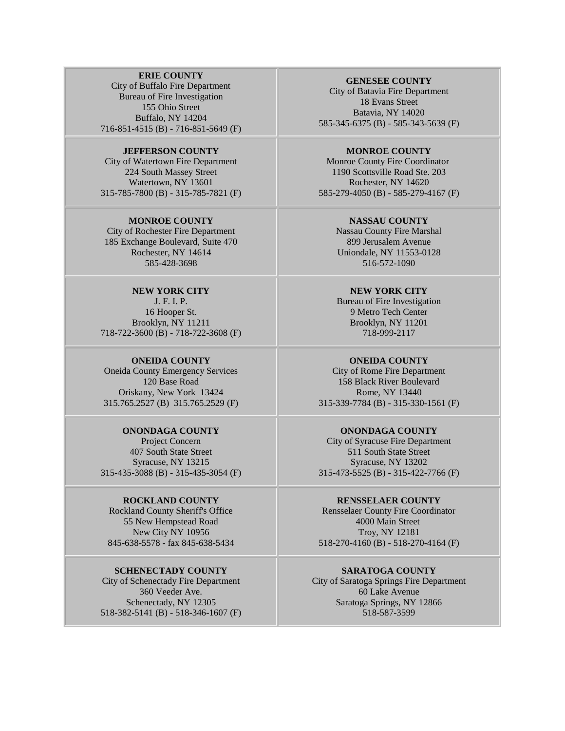| **ERIE COUNTY**<br>City of Buffalo Fire Department<br>Bureau of Fire Investigation<br>155 Ohio Street<br>Buffalo, NY 14204<br>716-851-4515 (B) - 716-851-5649 (F) | **GENESEE COUNTY**<br>City of Batavia Fire Department<br>18 Evans Street<br>Batavia, NY 14020<br>585-345-6375 (B) - 585-343-5639 (F) |
|---|---|
| **JEFFERSON COUNTY**<br>City of Watertown Fire Department<br>224 South Massey Street<br>Watertown, NY 13601<br>315-785-7800 (B) - 315-785-7821 (F) | **MONROE COUNTY**<br>Monroe County Fire Coordinator<br>1190 Scottsville Road Ste. 203<br>Rochester, NY 14620<br>585-279-4050 (B) - 585-279-4167 (F) |
| **MONROE COUNTY**<br>City of Rochester Fire Department<br>185 Exchange Boulevard, Suite 470<br>Rochester, NY 14614<br>585-428-3698 | **NASSAU COUNTY**<br>Nassau County Fire Marshal<br>899 Jerusalem Avenue<br>Uniondale, NY 11553-0128<br>516-572-1090 |
| **NEW YORK CITY**<br>J. F. I. P.<br>16 Hooper St.<br>Brooklyn, NY 11211<br>718-722-3600 (B) - 718-722-3608 (F) | **NEW YORK CITY**<br>Bureau of Fire Investigation<br>9 Metro Tech Center<br>Brooklyn, NY 11201<br>718-999-2117 |
| **ONEIDA COUNTY**<br>Oneida County Emergency Services<br>120 Base Road<br>Oriskany, New York 13424<br>315.765.2527 (B) 315.765.2529 (F) | **ONEIDA COUNTY**<br>City of Rome Fire Department<br>158 Black River Boulevard<br>Rome, NY 13440<br>315-339-7784 (B) - 315-330-1561 (F) |
| **ONONDAGA COUNTY**<br>Project Concern<br>407 South State Street<br>Syracuse, NY 13215<br>315-435-3088 (B) - 315-435-3054 (F) | **ONONDAGA COUNTY**<br>City of Syracuse Fire Department<br>511 South State Street<br>Syracuse, NY 13202<br>315-473-5525 (B) - 315-422-7766 (F) |
| **ROCKLAND COUNTY**<br>Rockland County Sheriff's Office<br>55 New Hempstead Road<br>New City NY 10956<br>845-638-5578 - fax 845-638-5434 | **RENSSELAER COUNTY**<br>Rensselaer County Fire Coordinator<br>4000 Main Street<br>Troy, NY 12181<br>518-270-4160 (B) - 518-270-4164 (F) |
| **SCHENECTADY COUNTY**<br>City of Schenectady Fire Department<br>360 Veeder Ave.<br>Schenectady, NY 12305<br>518-382-5141 (B) - 518-346-1607 (F) | **SARATOGA COUNTY**<br>City of Saratoga Springs Fire Department<br>60 Lake Avenue<br>Saratoga Springs, NY 12866<br>518-587-3599 |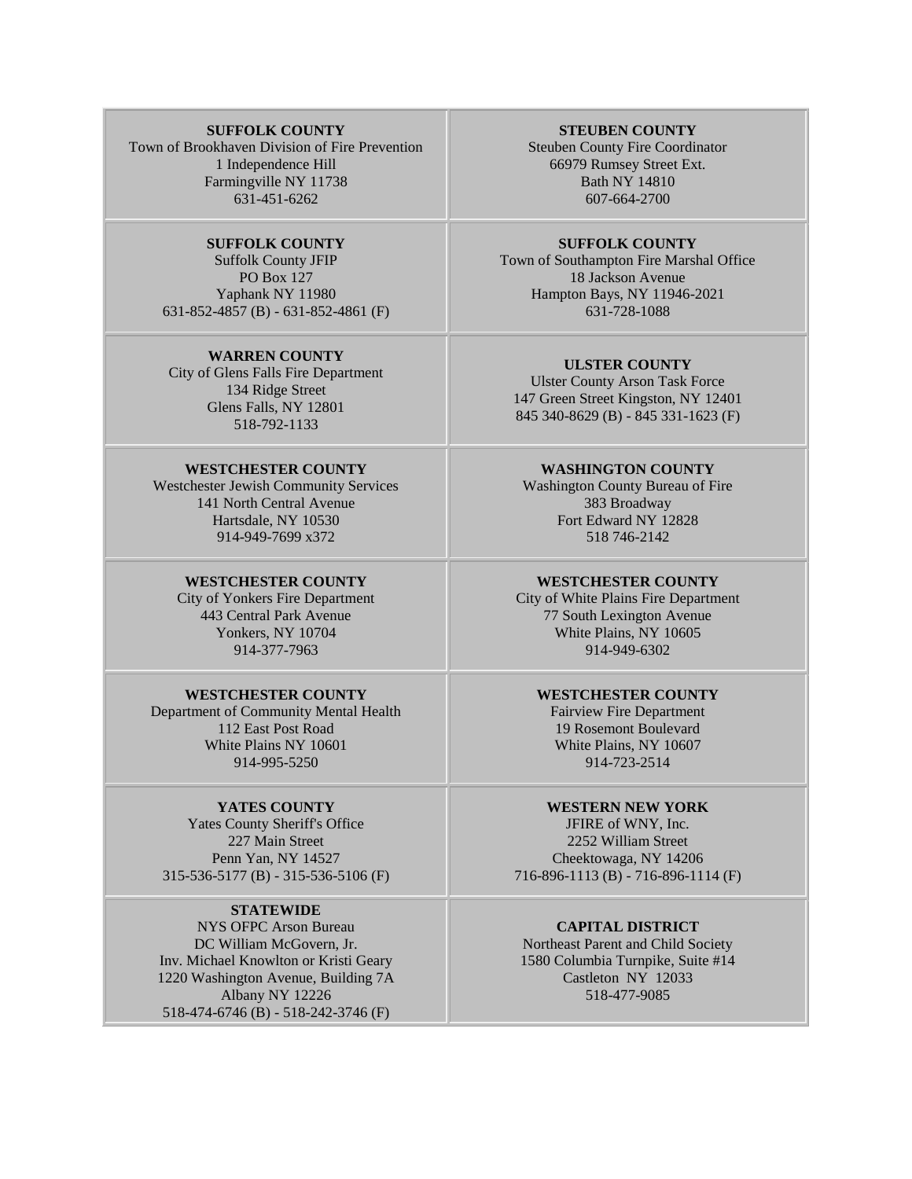| | |
|---|---|
| **SUFFOLK COUNTY**<br>Town of Brookhaven Division of Fire Prevention<br>1 Independence Hill<br>Farmingville NY 11738<br>631-451-6262 | **STEUBEN COUNTY**<br>Steuben County Fire Coordinator<br>66979 Rumsey Street Ext.<br>Bath NY 14810<br>607-664-2700 |
| **SUFFOLK COUNTY**<br>Suffolk County JFIP<br>PO Box 127<br>Yaphank NY 11980<br>631-852-4857 (B) - 631-852-4861 (F) | **SUFFOLK COUNTY**<br>Town of Southampton Fire Marshal Office<br>18 Jackson Avenue<br>Hampton Bays, NY 11946-2021<br>631-728-1088 |
| **WARREN COUNTY**<br>City of Glens Falls Fire Department<br>134 Ridge Street<br>Glens Falls, NY 12801<br>518-792-1133 | **ULSTER COUNTY**<br>Ulster County Arson Task Force<br>147 Green Street Kingston, NY 12401<br>845 340-8629 (B) - 845 331-1623 (F) |
| **WESTCHESTER COUNTY**<br>Westchester Jewish Community Services<br>141 North Central Avenue<br>Hartsdale, NY 10530<br>914-949-7699 x372 | **WASHINGTON COUNTY**<br>Washington County Bureau of Fire<br>383 Broadway<br>Fort Edward NY 12828<br>518 746-2142 |
| **WESTCHESTER COUNTY**<br>City of Yonkers Fire Department<br>443 Central Park Avenue<br>Yonkers, NY 10704<br>914-377-7963 | **WESTCHESTER COUNTY**<br>City of White Plains Fire Department<br>77 South Lexington Avenue<br>White Plains, NY 10605<br>914-949-6302 |
| **WESTCHESTER COUNTY**<br>Department of Community Mental Health<br>112 East Post Road<br>White Plains NY 10601<br>914-995-5250 | **WESTCHESTER COUNTY**<br>Fairview Fire Department<br>19 Rosemont Boulevard<br>White Plains, NY 10607<br>914-723-2514 |
| **YATES COUNTY**<br>Yates County Sheriff's Office<br>227 Main Street<br>Penn Yan, NY 14527<br>315-536-5177 (B) - 315-536-5106 (F) | **WESTERN NEW YORK**<br>JFIRE of WNY, Inc.<br>2252 William Street<br>Cheektowaga, NY 14206<br>716-896-1113 (B) - 716-896-1114 (F) |
| **STATEWIDE**<br>NYS OFPC Arson Bureau<br>DC William McGovern, Jr.<br>Inv. Michael Knowlton or Kristi Geary<br>1220 Washington Avenue, Building 7A<br>Albany NY 12226<br>518-474-6746 (B) - 518-242-3746 (F) | **CAPITAL DISTRICT**<br>Northeast Parent and Child Society<br>1580 Columbia Turnpike, Suite #14<br>Castleton NY 12033<br>518-477-9085 |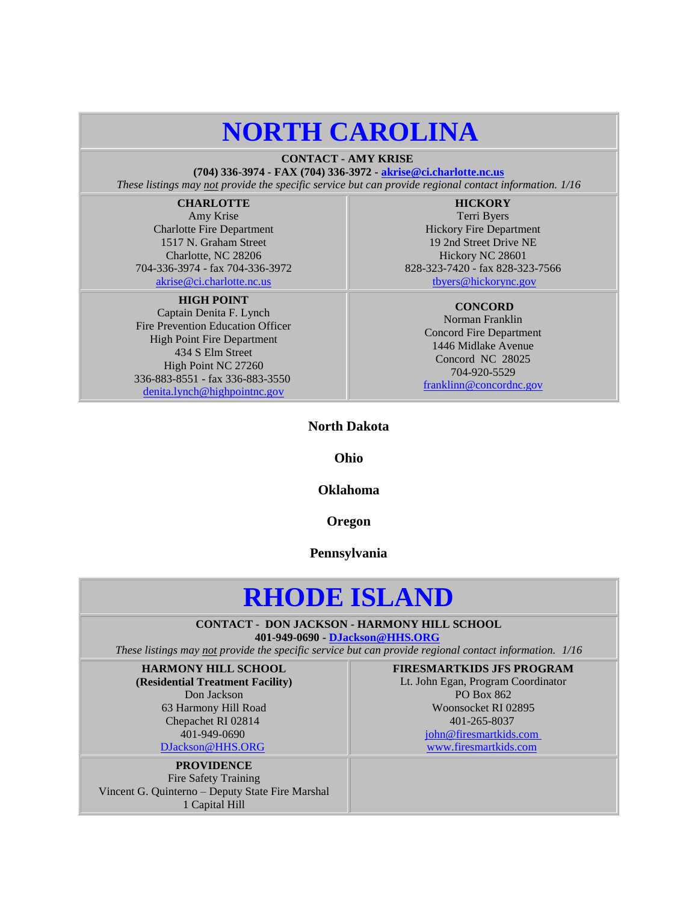# NORTH CAROLINA

**CONTACT - AMY KRISE**
**(704) 336-3974 - FAX (704) 336-3972 - akrise@ci.charlotte.nc.us**
*These listings may not provide the specific service but can provide regional contact information. 1/16*

| **CHARLOTTE** | **HICKORY** |
|---|---|
| Amy Krise<br>Charlotte Fire Department<br>1517 N. Graham Street<br>Charlotte, NC 28206<br>704-336-3974 - fax 704-336-3972<br>akrise@ci.charlotte.nc.us | Terri Byers<br>Hickory Fire Department<br>19 2nd Street Drive NE<br>Hickory NC 28601<br>828-323-7420 - fax 828-323-7566<br>tbyers@hickorync.gov |
| **HIGH POINT**<br>Captain Denita F. Lynch<br>Fire Prevention Education Officer<br>High Point Fire Department<br>434 S Elm Street<br>High Point NC 27260<br>336-883-8551 - fax 336-883-3550<br>denita.lynch@highpointnc.gov | **CONCORD**<br>Norman Franklin<br>Concord Fire Department<br>1446 Midlake Avenue<br>Concord NC 28025<br>704-920-5529<br>franklinn@concordnc.gov |

**North Dakota**

**Ohio**

**Oklahoma**

**Oregon**

**Pennsylvania**

# RHODE ISLAND

**CONTACT - DON JACKSON - HARMONY HILL SCHOOL**
**401-949-0690 - DJackson@HHS.ORG**
*These listings may not provide the specific service but can provide regional contact information. 1/16*

| **HARMONY HILL SCHOOL (Residential Treatment Facility)** | **FIRESMARTKIDS JFS PROGRAM** |
|---|---|
| Don Jackson<br>63 Harmony Hill Road<br>Chepachet RI 02814<br>401-949-0690<br>DJackson@HHS.ORG | Lt. John Egan, Program Coordinator<br>PO Box 862<br>Woonsocket RI 02895<br>401-265-8037<br>john@firesmartkids.com<br>www.firesmartkids.com |
| **PROVIDENCE**<br>Fire Safety Training<br>Vincent G. Quinterno – Deputy State Fire Marshal<br>1 Capital Hill | |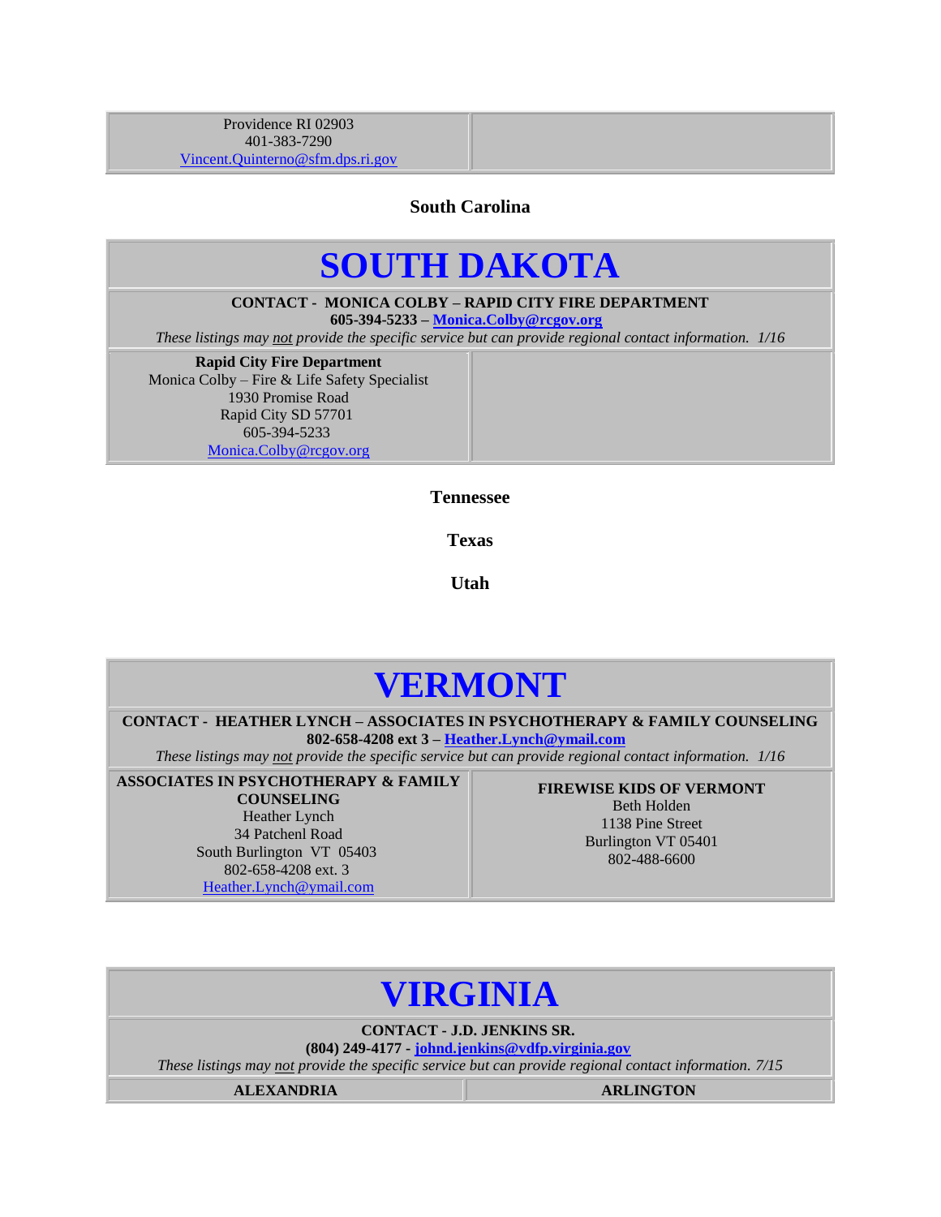| Providence RI 02903<br>401-383-7290<br>Vincent.Quinterno@sfm.dps.ri.gov | |
|---|---|

**South Carolina**

# SOUTH DAKOTA

**CONTACT - MONICA COLBY – RAPID CITY FIRE DEPARTMENT**
**605-394-5233 – Monica.Colby@rcgov.org**
*These listings may not provide the specific service but can provide regional contact information. 1/16*

| **Rapid City Fire Department**<br>Monica Colby – Fire & Life Safety Specialist<br>1930 Promise Road<br>Rapid City SD 57701<br>605-394-5233<br>Monica.Colby@rcgov.org | |
|---|---|

**Tennessee**

**Texas**

**Utah**

# VERMONT

**CONTACT - HEATHER LYNCH – ASSOCIATES IN PSYCHOTHERAPY & FAMILY COUNSELING**
**802-658-4208 ext 3 – Heather.Lynch@ymail.com**
*These listings may not provide the specific service but can provide regional contact information. 1/16*

| **ASSOCIATES IN PSYCHOTHERAPY & FAMILY COUNSELING**<br>Heather Lynch<br>34 Patchenl Road<br>South Burlington VT 05403<br>802-658-4208 ext. 3<br>Heather.Lynch@ymail.com | **FIREWISE KIDS OF VERMONT**<br>Beth Holden<br>1138 Pine Street<br>Burlington VT 05401<br>802-488-6600 |
|---|---|

# VIRGINIA

**CONTACT - J.D. JENKINS SR.**
**(804) 249-4177 - johnd.jenkins@vdfp.virginia.gov**
*These listings may not provide the specific service but can provide regional contact information. 7/15*

| **ALEXANDRIA** | **ARLINGTON** |
|---|---|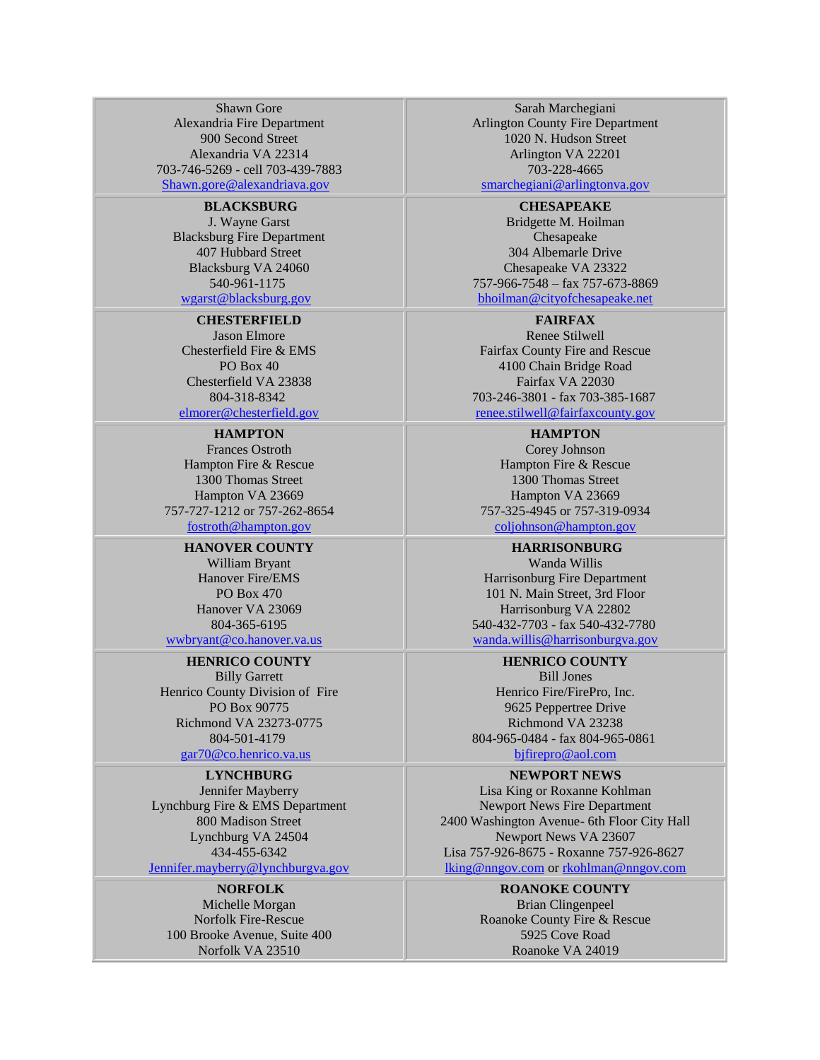| | |
|---|---|
| Shawn Gore<br>Alexandria Fire Department<br>900 Second Street<br>Alexandria VA 22314<br>703-746-5269 - cell 703-439-7883<br>Shawn.gore@alexandriava.gov | Sarah Marchegiani<br>Arlington County Fire Department<br>1020 N. Hudson Street<br>Arlington VA 22201<br>703-228-4665<br>smarchegiani@arlingtonva.gov |
| **BLACKSBURG**<br>J. Wayne Garst<br>Blacksburg Fire Department<br>407 Hubbard Street<br>Blacksburg VA 24060<br>540-961-1175<br>wgarst@blacksburg.gov | **CHESAPEAKE**<br>Bridgette M. Hoilman<br>Chesapeake<br>304 Albemarle Drive<br>Chesapeake VA 23322<br>757-966-7548 – fax 757-673-8869<br>bhoilman@cityofchesapeake.net |
| **CHESTERFIELD**<br>Jason Elmore<br>Chesterfield Fire & EMS<br>PO Box 40<br>Chesterfield VA 23838<br>804-318-8342<br>elmorer@chesterfield.gov | **FAIRFAX**<br>Renee Stilwell<br>Fairfax County Fire and Rescue<br>4100 Chain Bridge Road<br>Fairfax VA 22030<br>703-246-3801 - fax 703-385-1687<br>renee.stilwell@fairfaxcounty.gov |
| **HAMPTON**<br>Frances Ostroth<br>Hampton Fire & Rescue<br>1300 Thomas Street<br>Hampton VA 23669<br>757-727-1212 or 757-262-8654<br>fostroth@hampton.gov | **HAMPTON**<br>Corey Johnson<br>Hampton Fire & Rescue<br>1300 Thomas Street<br>Hampton VA 23669<br>757-325-4945 or 757-319-0934<br>coljohnson@hampton.gov |
| **HANOVER COUNTY**<br>William Bryant<br>Hanover Fire/EMS<br>PO Box 470<br>Hanover VA 23069<br>804-365-6195<br>wwbryant@co.hanover.va.us | **HARRISONBURG**<br>Wanda Willis<br>Harrisonburg Fire Department<br>101 N. Main Street, 3rd Floor<br>Harrisonburg VA 22802<br>540-432-7703 - fax 540-432-7780<br>wanda.willis@harrisonburgva.gov |
| **HENRICO COUNTY**<br>Billy Garrett<br>Henrico County Division of Fire<br>PO Box 90775<br>Richmond VA 23273-0775<br>804-501-4179<br>gar70@co.henrico.va.us | **HENRICO COUNTY**<br>Bill Jones<br>Henrico Fire/FirePro, Inc.<br>9625 Peppertree Drive<br>Richmond VA 23238<br>804-965-0484 - fax 804-965-0861<br>bjfirepro@aol.com |
| **LYNCHBURG**<br>Jennifer Mayberry<br>Lynchburg Fire & EMS Department<br>800 Madison Street<br>Lynchburg VA 24504<br>434-455-6342<br>Jennifer.mayberry@lynchburgva.gov | **NEWPORT NEWS**<br>Lisa King or Roxanne Kohlman<br>Newport News Fire Department<br>2400 Washington Avenue- 6th Floor City Hall<br>Newport News VA 23607<br>Lisa 757-926-8675 - Roxanne 757-926-8627<br>lking@nngov.com or rkohlman@nngov.com |
| **NORFOLK**<br>Michelle Morgan<br>Norfolk Fire-Rescue<br>100 Brooke Avenue, Suite 400<br>Norfolk VA 23510 | **ROANOKE COUNTY**<br>Brian Clingenpeel<br>Roanoke County Fire & Rescue<br>5925 Cove Road<br>Roanoke VA 24019 |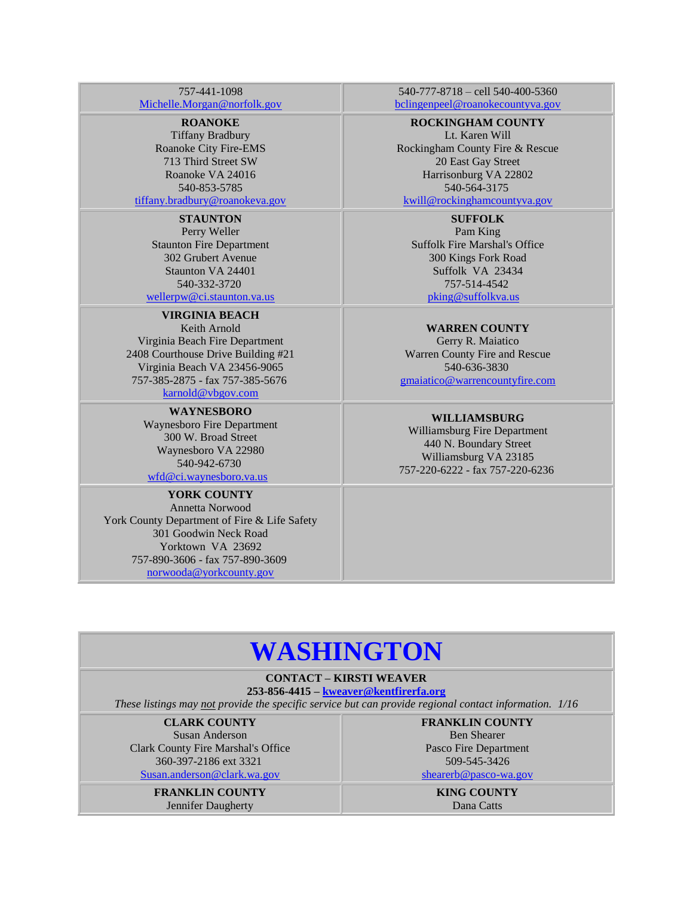| | |
|---|---|
| 757-441-1098<br>Michelle.Morgan@norfolk.gov | 540-777-8718 – cell 540-400-5360<br>bclingenpeel@roanokecountyva.gov |
| **ROANOKE**<br>Tiffany Bradbury<br>Roanoke City Fire-EMS<br>713 Third Street SW<br>Roanoke VA 24016<br>540-853-5785<br>tiffany.bradbury@roanokeva.gov | **ROCKINGHAM COUNTY**<br>Lt. Karen Will<br>Rockingham County Fire & Rescue<br>20 East Gay Street<br>Harrisonburg VA 22802<br>540-564-3175<br>kwill@rockinghamcountyva.gov |
| **STAUNTON**<br>Perry Weller<br>Staunton Fire Department<br>302 Grubert Avenue<br>Staunton VA 24401<br>540-332-3720<br>wellerpw@ci.staunton.va.us | **SUFFOLK**<br>Pam King<br>Suffolk Fire Marshal's Office<br>300 Kings Fork Road<br>Suffolk VA 23434<br>757-514-4542<br>pking@suffolkva.us |
| **VIRGINIA BEACH**<br>Keith Arnold<br>Virginia Beach Fire Department<br>2408 Courthouse Drive Building #21<br>Virginia Beach VA 23456-9065<br>757-385-2875 - fax 757-385-5676<br>karnold@vbgov.com | **WARREN COUNTY**<br>Gerry R. Maiatico<br>Warren County Fire and Rescue<br>540-636-3830<br>gmaiatico@warrencountyfire.com |
| **WAYNESBORO**<br>Waynesboro Fire Department<br>300 W. Broad Street<br>Waynesboro VA 22980<br>540-942-6730<br>wfd@ci.waynesboro.va.us | **WILLIAMSBURG**<br>Williamsburg Fire Department<br>440 N. Boundary Street<br>Williamsburg VA 23185<br>757-220-6222 - fax 757-220-6236 |
| **YORK COUNTY**<br>Annetta Norwood<br>York County Department of Fire & Life Safety<br>301 Goodwin Neck Road<br>Yorktown VA 23692<br>757-890-3606 - fax 757-890-3609<br>norwooda@yorkcounty.gov | |

# WASHINGTON

**CONTACT – KIRSTI WEAVER**
**253-856-4415 – kweaver@kentfirerfa.org**
*These listings may not provide the specific service but can provide regional contact information. 1/16*

| | |
|---|---|
| **CLARK COUNTY**<br>Susan Anderson<br>Clark County Fire Marshal's Office<br>360-397-2186 ext 3321<br>Susan.anderson@clark.wa.gov | **FRANKLIN COUNTY**<br>Ben Shearer<br>Pasco Fire Department<br>509-545-3426<br>shearerb@pasco-wa.gov |
| **FRANKLIN COUNTY**<br>Jennifer Daugherty | **KING COUNTY**<br>Dana Catts |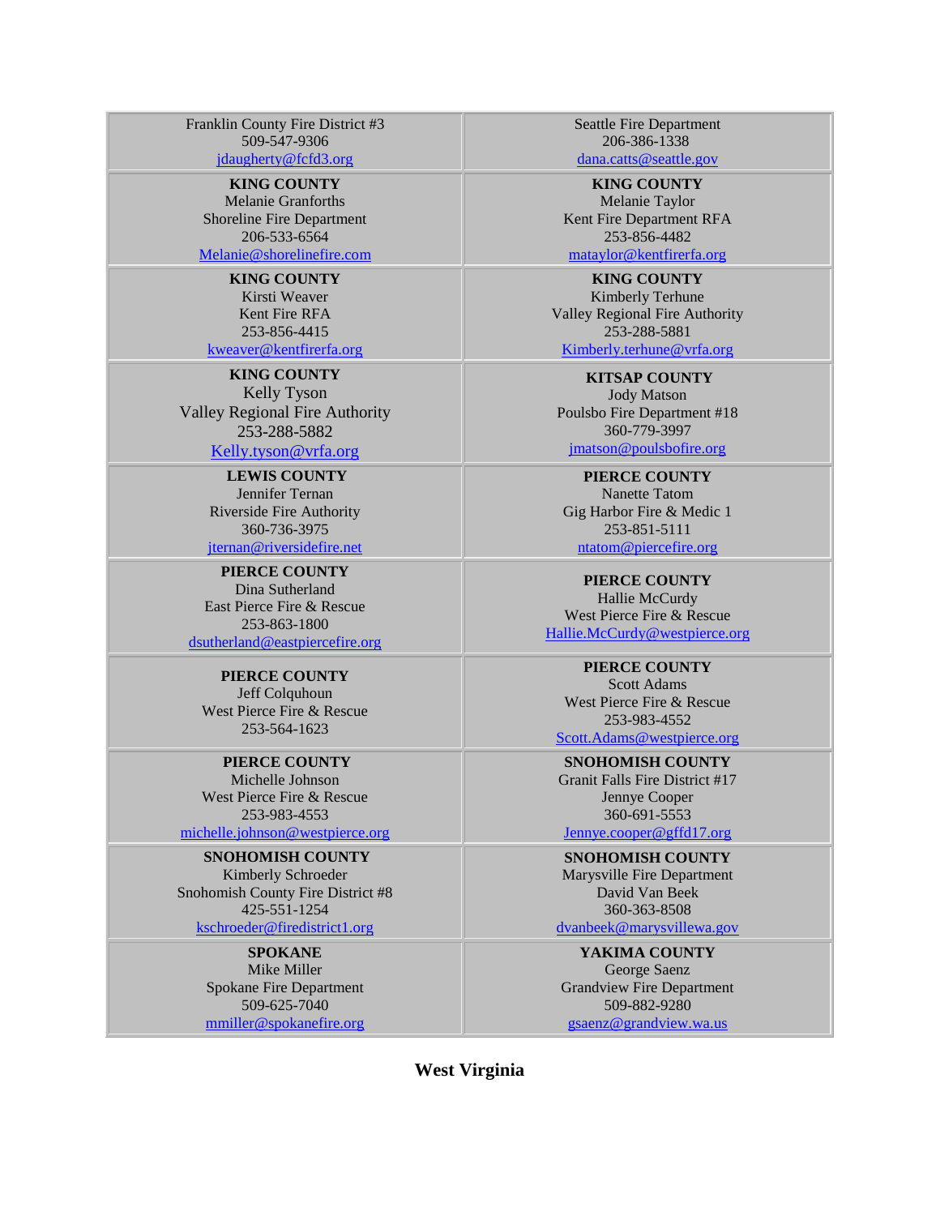| | |
|---|---|
| Franklin County Fire District #3<br>509-547-9306<br>jdaugherty@fcfd3.org | Seattle Fire Department<br>206-386-1338<br>dana.catts@seattle.gov |
| **KING COUNTY**<br>Melanie Granforths<br>Shoreline Fire Department<br>206-533-6564<br>Melanie@shorelinefire.com | **KING COUNTY**<br>Melanie Taylor<br>Kent Fire Department RFA<br>253-856-4482<br>mataylor@kentfirerfa.org |
| **KING COUNTY**<br>Kirsti Weaver<br>Kent Fire RFA<br>253-856-4415<br>kweaver@kentfirerfa.org | **KING COUNTY**<br>Kimberly Terhune<br>Valley Regional Fire Authority<br>253-288-5881<br>Kimberly.terhune@vrfa.org |
| **KING COUNTY**<br>Kelly Tyson<br>Valley Regional Fire Authority<br>253-288-5882<br>Kelly.tyson@vrfa.org | **KITSAP COUNTY**<br>Jody Matson<br>Poulsbo Fire Department #18<br>360-779-3997<br>jmatson@poulsbofire.org |
| **LEWIS COUNTY**<br>Jennifer Ternan<br>Riverside Fire Authority<br>360-736-3975<br>jternan@riversidefire.net | **PIERCE COUNTY**<br>Nanette Tatom<br>Gig Harbor Fire & Medic 1<br>253-851-5111<br>ntatom@piercefire.org |
| **PIERCE COUNTY**<br>Dina Sutherland<br>East Pierce Fire & Rescue<br>253-863-1800<br>dsutherland@eastpiercefire.org | **PIERCE COUNTY**<br>Hallie McCurdy<br>West Pierce Fire & Rescue<br>Hallie.McCurdy@westpierce.org |
| **PIERCE COUNTY**<br>Jeff Colquhoun<br>West Pierce Fire & Rescue<br>253-564-1623 | **PIERCE COUNTY**<br>Scott Adams<br>West Pierce Fire & Rescue<br>253-983-4552<br>Scott.Adams@westpierce.org |
| **PIERCE COUNTY**<br>Michelle Johnson<br>West Pierce Fire & Rescue<br>253-983-4553<br>michelle.johnson@westpierce.org | **SNOHOMISH COUNTY**<br>Granit Falls Fire District #17<br>Jennye Cooper<br>360-691-5553<br>Jennye.cooper@gffd17.org |
| **SNOHOMISH COUNTY**<br>Kimberly Schroeder<br>Snohomish County Fire District #8<br>425-551-1254<br>kschroeder@firedistrict1.org | **SNOHOMISH COUNTY**<br>Marysville Fire Department<br>David Van Beek<br>360-363-8508<br>dvanbeek@marysvillewa.gov |
| **SPOKANE**<br>Mike Miller<br>Spokane Fire Department<br>509-625-7040<br>mmiller@spokanefire.org | **YAKIMA COUNTY**<br>George Saenz<br>Grandview Fire Department<br>509-882-9280<br>gsaenz@grandview.wa.us |

## West Virginia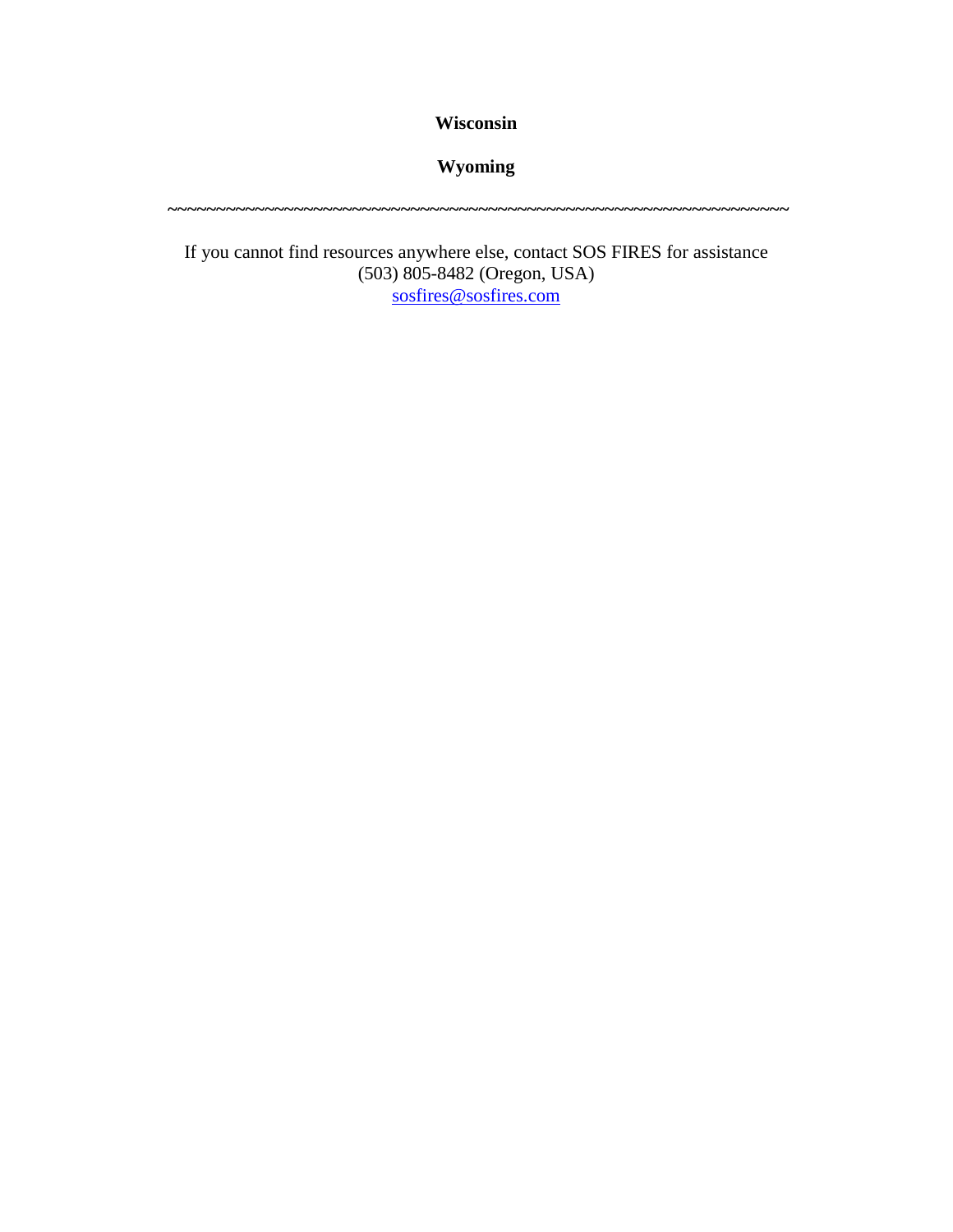**Wisconsin**

**Wyoming**

~~~~~~~~~~~~~~~~~~~~~~~~~~~~~~~~~~~~~~~~~~~~~~~~~~~~~~~~~~~~~~~~~~~~~~~

If you cannot find resources anywhere else, contact SOS FIRES for assistance
(503) 805-8482 (Oregon, USA)
sosfires@sosfires.com